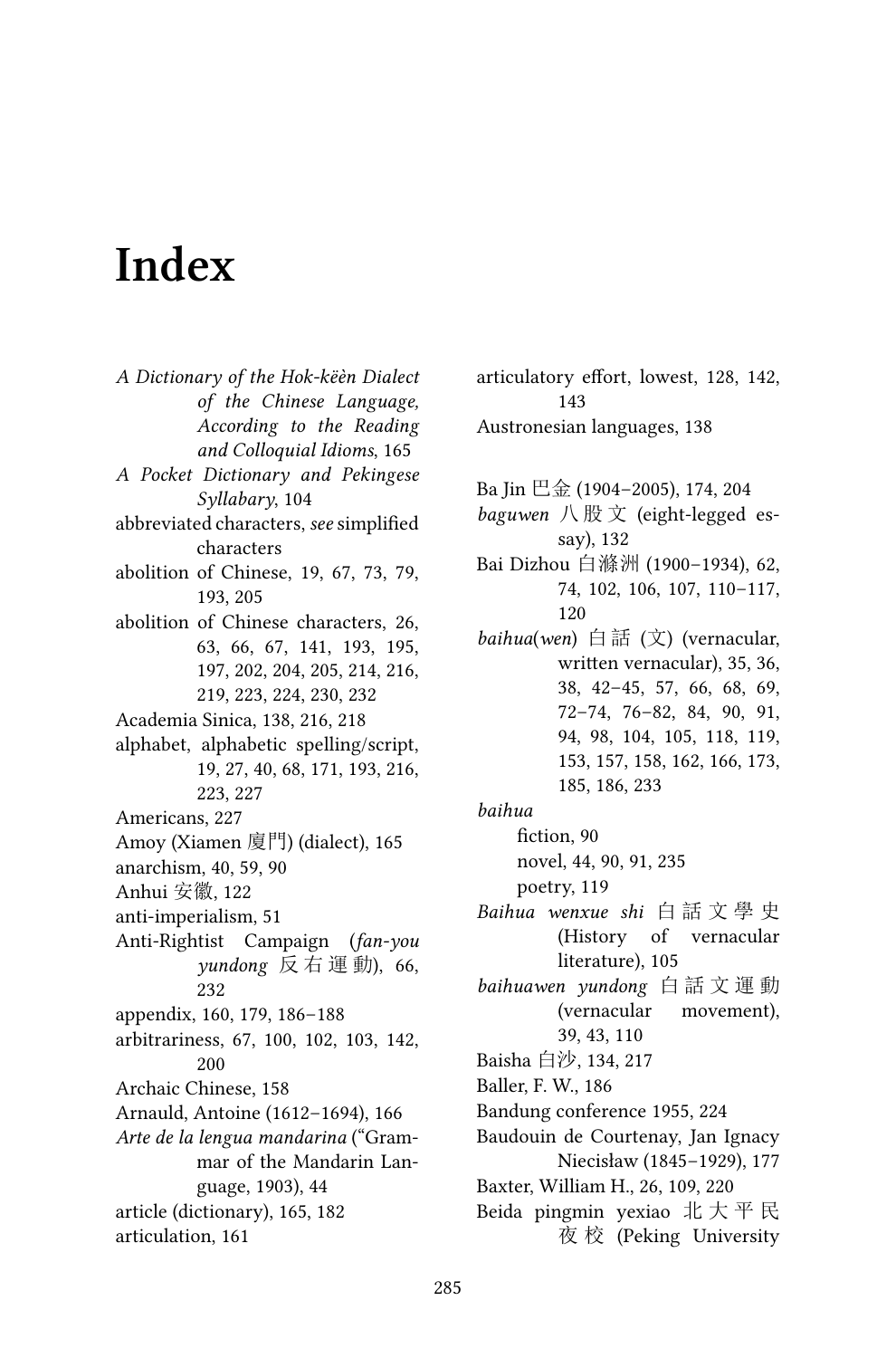# Index

*A Dictionary of the Hok-këèn Dialect of the Chinese Language, According to the Reading and Colloquial Idioms*, 165

*A Pocket Dictionary and Pekingese Syllabary*, 104

abbreviated characters, *see* simplified characters

abolition of Chinese, 19, 67, 73, 79, 193, 205

abolition of Chinese characters, 26, 63, 66, 67, 141, 193, 195, 197, 202, 204, 205, 214, 216, 219, 223, 224, 230, 232

Academia Sinica, 138, 216, 218

alphabet, alphabetic spelling/script, 19, 27, 40, 68, 171, 193, 216, 223, 227

Americans, 227

Amoy (Xiamen 廈門) (dialect), 165

anarchism, 40, 59, 90

Anhui 安徽, 122

anti-imperialism, 51

Anti-Rightist Campaign (*fan-you yundong* 反右運動), 66, 232

appendix, 160, 179, 186–188

arbitrariness, 67, 100, 102, 103, 142, 200

Archaic Chinese, 158

Arnauld, Antoine (1612–1694), 166

*Arte de la lengua mandarina* ("Grammar of the Mandarin Language, 1903), 44

article (dictionary), 165, 182

articulation, 161

articulatory effort, lowest, 128, 142, 143

Austronesian languages, 138

Ba Jin 巴金 (1904–2005), 174, 204

*baguwen* 八股文 (eight-legged essay), 132

Bai Dizhou 白滌洲 (1900–1934), 62, 74, 102, 106, 107, 110–117, 120

*baihua*(*wen*) 白話 (文) (vernacular, written vernacular), 35, 36, 38, 42–45, 57, 66, 68, 69, 72–74, 76–82, 84, 90, 91, 94, 98, 104, 105, 118, 119, 153, 157, 158, 162, 166, 173, 185, 186, 233

*baihua*
- fiction, 90
- novel, 44, 90, 91, 235
- poetry, 119

*Baihua wenxue shi* 白話文學史 (History of vernacular literature), 105

*baihuawen yundong* 白話文運動 (vernacular movement), 39, 43, 110

Baisha 白沙, 134, 217

Baller, F. W., 186

Bandung conference 1955, 224

Baudouin de Courtenay, Jan Ignacy Niecisław (1845–1929), 177

Baxter, William H., 26, 109, 220

Beida pingmin yexiao 北大平民夜校 (Peking University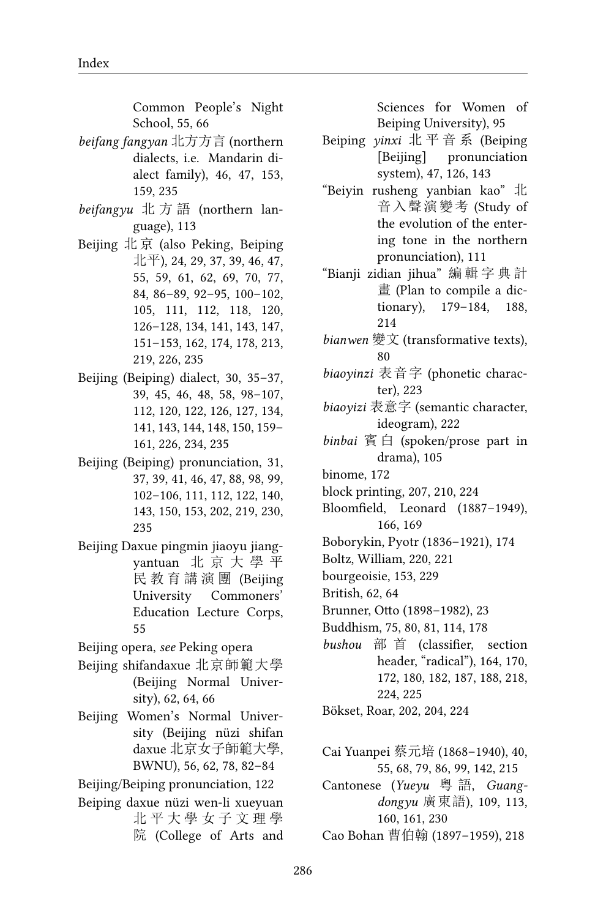Common People's Night School, 55, 66

*beifang fangyan* 北方方言 (northern dialects, i.e. Mandarin dialect family), 46, 47, 153, 159, 235

*beifangyu* 北方語 (northern language), 113

Beijing 北京 (also Peking, Beiping 北平), 24, 29, 37, 39, 46, 47, 55, 59, 61, 62, 69, 70, 77, 84, 86–89, 92–95, 100–102, 105, 111, 112, 118, 120, 126–128, 134, 141, 143, 147, 151–153, 162, 174, 178, 213, 219, 226, 235

Beijing (Beiping) dialect, 30, 35–37, 39, 45, 46, 48, 58, 98–107, 112, 120, 122, 126, 127, 134, 141, 143, 144, 148, 150, 159–161, 226, 234, 235

Beijing (Beiping) pronunciation, 31, 37, 39, 41, 46, 47, 88, 98, 99, 102–106, 111, 112, 122, 140, 143, 150, 153, 202, 219, 230, 235

Beijing Daxue pingmin jiaoyu jiangyantuan 北京大學平民教育講演團 (Beijing University Commoners' Education Lecture Corps, 55

Beijing opera, *see* Peking opera

Beijing shifandaxue 北京師範大學 (Beijing Normal University), 62, 64, 66

Beijing Women's Normal University (Beijing nüzi shifan daxue 北京女子師範大學, BWNU), 56, 62, 78, 82–84

Beijing/Beiping pronunciation, 122

Beiping daxue nüzi wen-li xueyuan 北平大學女子文理學院 (College of Arts and Sciences for Women of Beiping University), 95

Beiping *yinxi* 北平音系 (Beiping [Beijing] pronunciation system), 47, 126, 143

"Beiyin rusheng yanbian kao" 北音入聲演變考 (Study of the evolution of the entering tone in the northern pronunciation), 111

"Bianji zidian jihua" 編輯字典計畫 (Plan to compile a dictionary), 179–184, 188, 214

*bianwen* 變文 (transformative texts), 80

*biaoyinzi* 表音字 (phonetic character), 223

*biaoyizi* 表意字 (semantic character, ideogram), 222

*binbai* 賓白 (spoken/prose part in drama), 105

binome, 172

block printing, 207, 210, 224

Bloomfield, Leonard (1887–1949), 166, 169

Boborykin, Pyotr (1836–1921), 174

Boltz, William, 220, 221

bourgeoisie, 153, 229

British, 62, 64

Brunner, Otto (1898–1982), 23

Buddhism, 75, 80, 81, 114, 178

*bushou* 部首 (classifier, section header, "radical"), 164, 170, 172, 180, 182, 187, 188, 218, 224, 225

Bökset, Roar, 202, 204, 224

Cai Yuanpei 蔡元培 (1868–1940), 40, 55, 68, 79, 86, 99, 142, 215

Cantonese (*Yueyu* 粵語, *Guangdongyu* 廣東語), 109, 113, 160, 161, 230

Cao Bohan 曹伯翰 (1897–1959), 218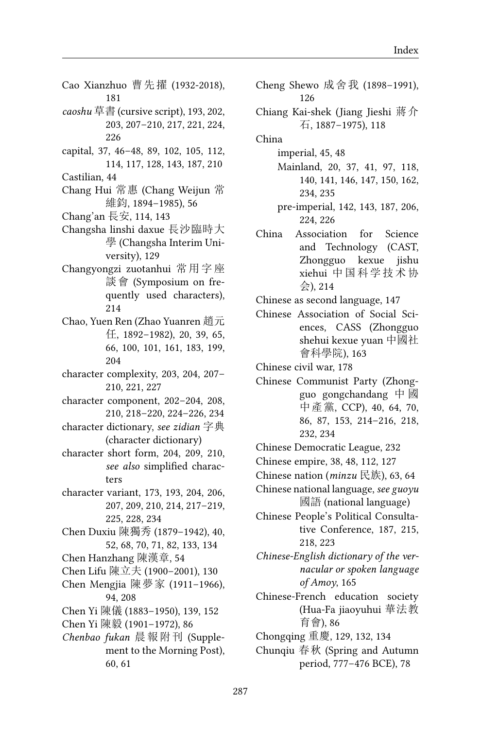Cao Xianzhuo 曹先擢 (1932-2018), 181

*caoshu* 草書 (cursive script), 193, 202, 203, 207–210, 217, 221, 224, 226

capital, 37, 46–48, 89, 102, 105, 112, 114, 117, 128, 143, 187, 210

Castilian, 44

Chang Hui 常惠 (Chang Weijun 常維鈞, 1894–1985), 56

Chang'an 長安, 114, 143

Changsha linshi daxue 長沙臨時大學 (Changsha Interim University), 129

Changyongzi zuotanhui 常用字座談會 (Symposium on frequently used characters), 214

Chao, Yuen Ren (Zhao Yuanren 趙元任, 1892–1982), 20, 39, 65, 66, 100, 101, 161, 183, 199, 204

character complexity, 203, 204, 207–210, 221, 227

character component, 202–204, 208, 210, 218–220, 224–226, 234

character dictionary, *see zidian* 字典 (character dictionary)

character short form, 204, 209, 210, *see also* simplified characters

character variant, 173, 193, 204, 206, 207, 209, 210, 214, 217–219, 225, 228, 234

Chen Duxiu 陳獨秀 (1879–1942), 40, 52, 68, 70, 71, 82, 133, 134

Chen Hanzhang 陳漢章, 54

Chen Lifu 陳立夫 (1900–2001), 130

Chen Mengjia 陳夢家 (1911–1966), 94, 208

Chen Yi 陳儀 (1883–1950), 139, 152

Chen Yi 陳毅 (1901–1972), 86

*Chenbao fukan* 晨報附刊 (Supplement to the Morning Post), 60, 61

Cheng Shewo 成舍我 (1898–1991), 126

Chiang Kai-shek (Jiang Jieshi 蔣介石, 1887–1975), 118

China
- imperial, 45, 48
- Mainland, 20, 37, 41, 97, 118, 140, 141, 146, 147, 150, 162, 234, 235
- pre-imperial, 142, 143, 187, 206, 224, 226

China Association for Science and Technology (CAST, Zhongguo kexue jishu xiehui 中国科学技术协会), 214

Chinese as second language, 147

Chinese Association of Social Sciences, CASS (Zhongguo shehui kexue yuan 中國社會科學院), 163

Chinese civil war, 178

Chinese Communist Party (Zhongguo gongchandang 中國中產黨, CCP), 40, 64, 70, 86, 87, 153, 214–216, 218, 232, 234

Chinese Democratic League, 232

Chinese empire, 38, 48, 112, 127

Chinese nation (*minzu* 民族), 63, 64

Chinese national language, *see guoyu* 國語 (national language)

Chinese People's Political Consultative Conference, 187, 215, 218, 223

*Chinese-English dictionary of the vernacular or spoken language of Amoy*, 165

Chinese-French education society (Hua-Fa jiaoyuhui 華法教育會), 86

Chongqing 重慶, 129, 132, 134

Chunqiu 春秋 (Spring and Autumn period, 777–476 BCE), 78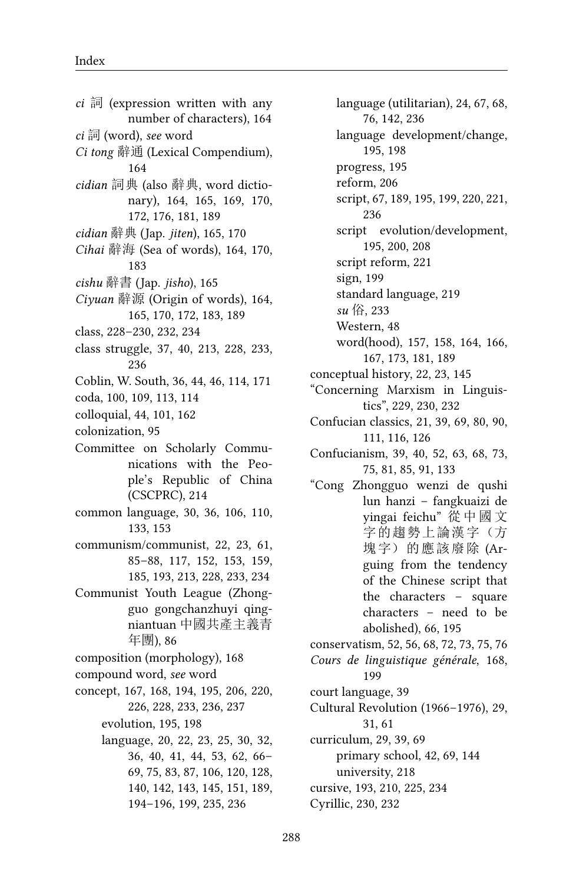*ci* 詞 (expression written with any number of characters), 164
*ci* 詞 (word), *see* word
*Ci tong* 辭通 (Lexical Compendium), 164
*cidian* 詞典 (also 辭典, word dictionary), 164, 165, 169, 170, 172, 176, 181, 189
*cidian* 辭典 (Jap. *jiten*), 165, 170
*Cihai* 辭海 (Sea of words), 164, 170, 183
*cishu* 辭書 (Jap. *jisho*), 165
*Ciyuan* 辭源 (Origin of words), 164, 165, 170, 172, 183, 189
class, 228–230, 232, 234
class struggle, 37, 40, 213, 228, 233, 236
Coblin, W. South, 36, 44, 46, 114, 171
coda, 100, 109, 113, 114
colloquial, 44, 101, 162
colonization, 95
Committee on Scholarly Communications with the People's Republic of China (CSCPRC), 214
common language, 30, 36, 106, 110, 133, 153
communism/communist, 22, 23, 61, 85–88, 117, 152, 153, 159, 185, 193, 213, 228, 233, 234
Communist Youth League (Zhongguo gongchanzhuyi qingniantuan 中國共產主義青年團), 86
composition (morphology), 168
compound word, *see* word
concept, 167, 168, 194, 195, 206, 220, 226, 228, 233, 236, 237
- evolution, 195, 198
- language, 20, 22, 23, 25, 30, 32, 36, 40, 41, 44, 53, 62, 66–69, 75, 83, 87, 106, 120, 128, 140, 142, 143, 145, 151, 189, 194–196, 199, 235, 236
- language (utilitarian), 24, 67, 68, 76, 142, 236
- language development/change, 195, 198
- progress, 195
- reform, 206
- script, 67, 189, 195, 199, 220, 221, 236
- script evolution/development, 195, 200, 208
- script reform, 221
- sign, 199
- standard language, 219
- *su* 俗, 233
- Western, 48
- word(hood), 157, 158, 164, 166, 167, 173, 181, 189

conceptual history, 22, 23, 145
"Concerning Marxism in Linguistics", 229, 230, 232
Confucian classics, 21, 39, 69, 80, 90, 111, 116, 126
Confucianism, 39, 40, 52, 63, 68, 73, 75, 81, 85, 91, 133
"Cong Zhongguo wenzi de qushi lun hanzi – fangkuaizi de yingai feichu" 從中國文字的趨勢上論漢字（方塊字）的應該廢除 (Arguing from the tendency of the Chinese script that the characters – square characters – need to be abolished), 66, 195
conservatism, 52, 56, 68, 72, 73, 75, 76
*Cours de linguistique générale*, 168, 199
court language, 39
Cultural Revolution (1966–1976), 29, 31, 61
curriculum, 29, 39, 69
- primary school, 42, 69, 144
- university, 218

cursive, 193, 210, 225, 234
Cyrillic, 230, 232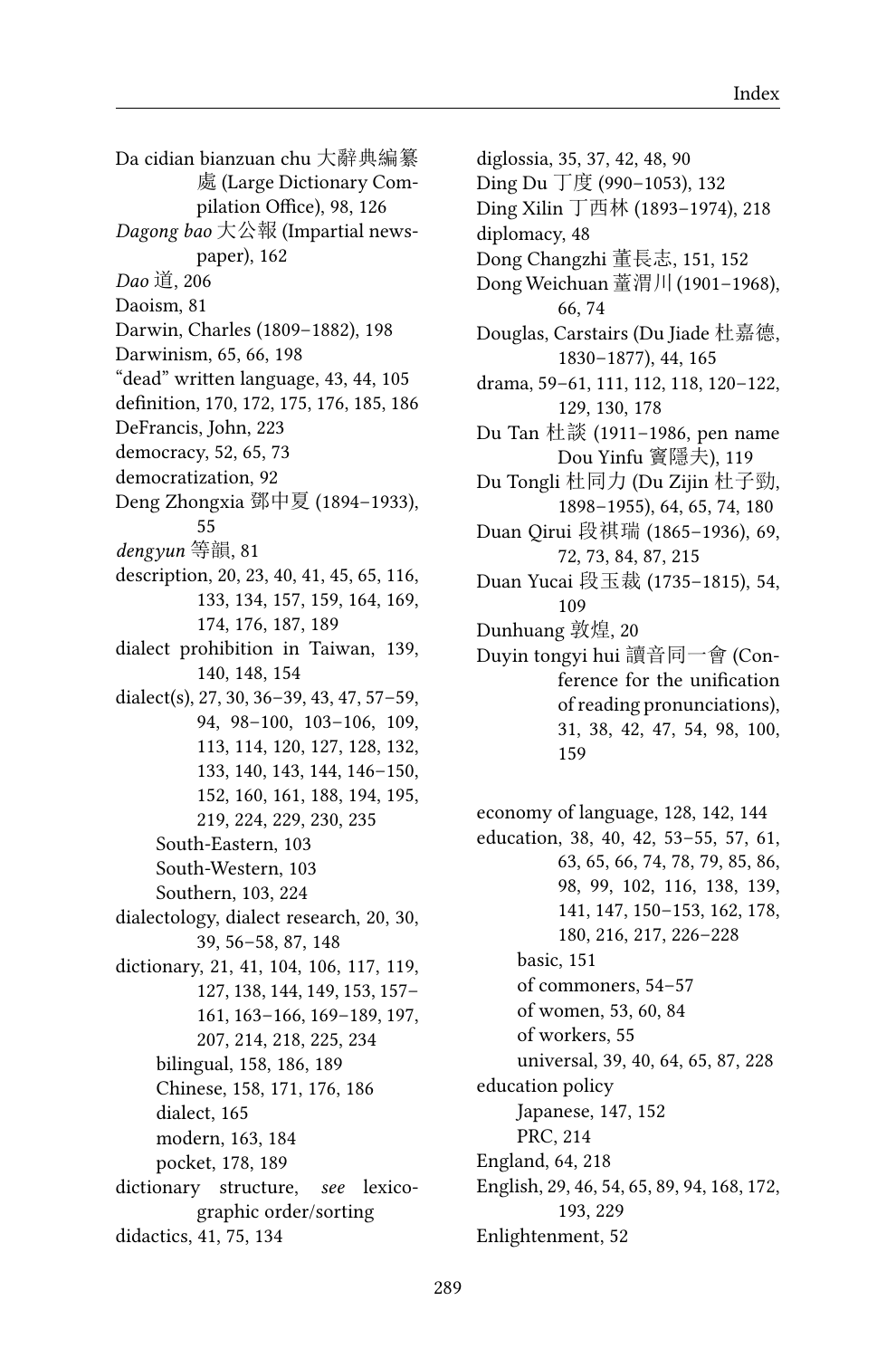Da cidian bianzuan chu 大辭典編纂處 (Large Dictionary Compilation Office), 98, 126
*Dagong bao* 大公報 (Impartial newspaper), 162
*Dao* 道, 206
Daoism, 81
Darwin, Charles (1809–1882), 198
Darwinism, 65, 66, 198
"dead" written language, 43, 44, 105
definition, 170, 172, 175, 176, 185, 186
DeFrancis, John, 223
democracy, 52, 65, 73
democratization, 92
Deng Zhongxia 鄧中夏 (1894–1933), 55
*dengyun* 等韻, 81
description, 20, 23, 40, 41, 45, 65, 116, 133, 134, 157, 159, 164, 169, 174, 176, 187, 189
dialect prohibition in Taiwan, 139, 140, 148, 154
dialect(s), 27, 30, 36–39, 43, 47, 57–59, 94, 98–100, 103–106, 109, 113, 114, 120, 127, 128, 132, 133, 140, 143, 144, 146–150, 152, 160, 161, 188, 194, 195, 219, 224, 229, 230, 235
    South-Eastern, 103
    South-Western, 103
    Southern, 103, 224
dialectology, dialect research, 20, 30, 39, 56–58, 87, 148
dictionary, 21, 41, 104, 106, 117, 119, 127, 138, 144, 149, 153, 157–161, 163–166, 169–189, 197, 207, 214, 218, 225, 234
    bilingual, 158, 186, 189
    Chinese, 158, 171, 176, 186
    dialect, 165
    modern, 163, 184
    pocket, 178, 189
dictionary structure, *see* lexicographic order/sorting
didactics, 41, 75, 134

diglossia, 35, 37, 42, 48, 90
Ding Du 丁度 (990–1053), 132
Ding Xilin 丁西林 (1893–1974), 218
diplomacy, 48
Dong Changzhi 董長志, 151, 152
Dong Weichuan 董渭川 (1901–1968), 66, 74
Douglas, Carstairs (Du Jiade 杜嘉德, 1830–1877), 44, 165
drama, 59–61, 111, 112, 118, 120–122, 129, 130, 178
Du Tan 杜談 (1911–1986, pen name Dou Yinfu 竇隱夫), 119
Du Tongli 杜同力 (Du Zijin 杜子勁, 1898–1955), 64, 65, 74, 180
Duan Qirui 段祺瑞 (1865–1936), 69, 72, 73, 84, 87, 215
Duan Yucai 段玉裁 (1735–1815), 54, 109
Dunhuang 敦煌, 20
Duyin tongyi hui 讀音同一會 (Conference for the unification of reading pronunciations), 31, 38, 42, 47, 54, 98, 100, 159

economy of language, 128, 142, 144
education, 38, 40, 42, 53–55, 57, 61, 63, 65, 66, 74, 78, 79, 85, 86, 98, 99, 102, 116, 138, 139, 141, 147, 150–153, 162, 178, 180, 216, 217, 226–228
    basic, 151
    of commoners, 54–57
    of women, 53, 60, 84
    of workers, 55
    universal, 39, 40, 64, 65, 87, 228
education policy
    Japanese, 147, 152
    PRC, 214
England, 64, 218
English, 29, 46, 54, 65, 89, 94, 168, 172, 193, 229
Enlightenment, 52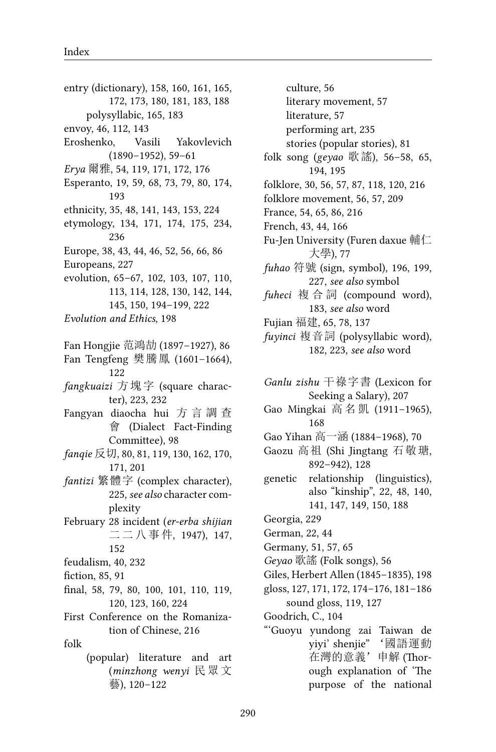entry (dictionary), 158, 160, 161, 165, 172, 173, 180, 181, 183, 188
  polysyllabic, 165, 183
envoy, 46, 112, 143
Eroshenko, Vasili Yakovlevich (1890–1952), 59–61
*Erya* 爾雅, 54, 119, 171, 172, 176
Esperanto, 19, 59, 68, 73, 79, 80, 174, 193
ethnicity, 35, 48, 141, 143, 153, 224
etymology, 134, 171, 174, 175, 234, 236
Europe, 38, 43, 44, 46, 52, 56, 66, 86
Europeans, 227
evolution, 65–67, 102, 103, 107, 110, 113, 114, 128, 130, 142, 144, 145, 150, 194–199, 222
*Evolution and Ethics*, 198

Fan Hongjie 范鴻劼 (1897–1927), 86
Fan Tengfeng 樊騰鳳 (1601–1664), 122
*fangkuaizi* 方塊字 (square character), 223, 232
Fangyan diaocha hui 方言調查會 (Dialect Fact-Finding Committee), 98
*fanqie* 反切, 80, 81, 119, 130, 162, 170, 171, 201
*fantizi* 繁體字 (complex character), 225, *see also* character complexity
February 28 incident (*er-erba shijian* 二二八事件, 1947), 147, 152
feudalism, 40, 232
fiction, 85, 91
final, 58, 79, 80, 100, 101, 110, 119, 120, 123, 160, 224
First Conference on the Romanization of Chinese, 216
folk
  (popular) literature and art (*minzhong wenyi* 民眾文藝), 120–122
  culture, 56
  literary movement, 57
  literature, 57
  performing art, 235
  stories (popular stories), 81
folk song (*geyao* 歌謠), 56–58, 65, 194, 195
folklore, 30, 56, 57, 87, 118, 120, 216
folklore movement, 56, 57, 209
France, 54, 65, 86, 216
French, 43, 44, 166
Fu-Jen University (Furen daxue 輔仁大學), 77
*fuhao* 符號 (sign, symbol), 196, 199, 227, *see also* symbol
*fuheci* 複合詞 (compound word), 183, *see also* word
Fujian 福建, 65, 78, 137
*fuyinci* 複音詞 (polysyllabic word), 182, 223, *see also* word

*Ganlu zishu* 干祿字書 (Lexicon for Seeking a Salary), 207
Gao Mingkai 高名凱 (1911–1965), 168
Gao Yihan 高一涵 (1884–1968), 70
Gaozu 高祖 (Shi Jingtang 石敬瑭, 892–942), 128
genetic relationship (linguistics), also "kinship", 22, 48, 140, 141, 147, 149, 150, 188
Georgia, 229
German, 22, 44
Germany, 51, 57, 65
*Geyao* 歌謠 (Folk songs), 56
Giles, Herbert Allen (1845–1835), 198
gloss, 127, 171, 172, 174–176, 181–186
  sound gloss, 119, 127
Goodrich, C., 104
"'Guoyu yundong zai Taiwan de yiyi' shenjie" '國語運動在灣的意義' 申解 (Thorough explanation of 'The purpose of the national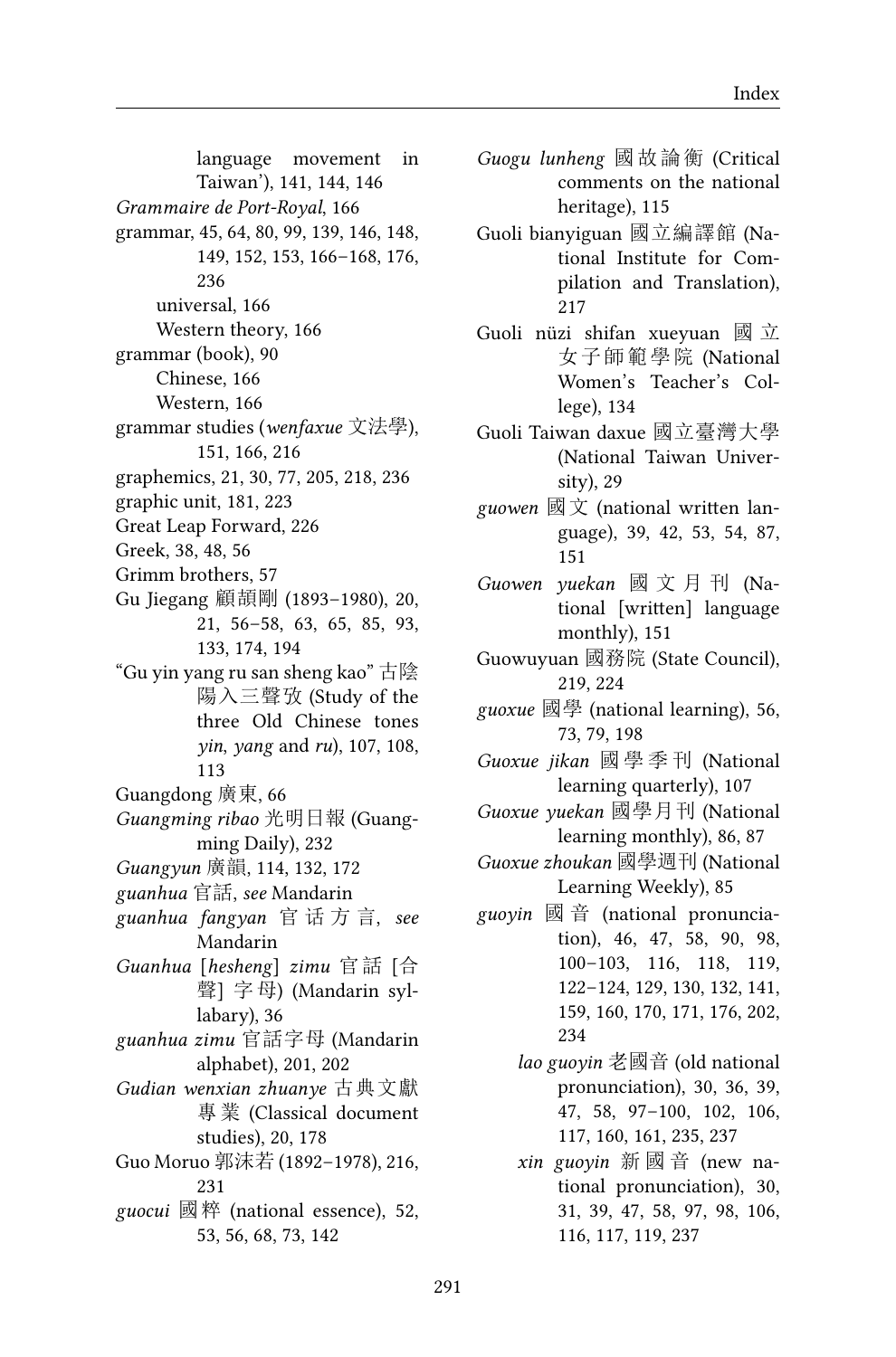language movement in Taiwan'), 141, 144, 146

*Grammaire de Port-Royal*, 166

grammar, 45, 64, 80, 99, 139, 146, 148, 149, 152, 153, 166–168, 176, 236
- universal, 166
- Western theory, 166

grammar (book), 90
- Chinese, 166
- Western, 166

grammar studies (*wenfaxue* 文法學), 151, 166, 216

graphemics, 21, 30, 77, 205, 218, 236

graphic unit, 181, 223

Great Leap Forward, 226

Greek, 38, 48, 56

Grimm brothers, 57

Gu Jiegang 顧頡剛 (1893–1980), 20, 21, 56–58, 63, 65, 85, 93, 133, 174, 194

"Gu yin yang ru san sheng kao" 古陰陽入三聲攷 (Study of the three Old Chinese tones *yin*, *yang* and *ru*), 107, 108, 113

Guangdong 廣東, 66

*Guangming ribao* 光明日報 (Guangming Daily), 232

*Guangyun* 廣韻, 114, 132, 172

*guanhua* 官話, *see* Mandarin

*guanhua fangyan* 官话方言, *see* Mandarin

*Guanhua* [*hesheng*] *zimu* 官話 [合聲] 字母) (Mandarin syllabary), 36

*guanhua zimu* 官話字母 (Mandarin alphabet), 201, 202

*Gudian wenxian zhuanye* 古典文獻專業 (Classical document studies), 20, 178

Guo Moruo 郭沫若 (1892–1978), 216, 231

*guocui* 國粹 (national essence), 52, 53, 56, 68, 73, 142

*Guogu lunheng* 國故論衡 (Critical comments on the national heritage), 115

Guoli bianyiguan 國立編譯館 (National Institute for Compilation and Translation), 217

Guoli nüzi shifan xueyuan 國立女子師範學院 (National Women's Teacher's College), 134

Guoli Taiwan daxue 國立臺灣大學 (National Taiwan University), 29

*guowen* 國文 (national written language), 39, 42, 53, 54, 87, 151

*Guowen yuekan* 國文月刊 (National [written] language monthly), 151

Guowuyuan 國務院 (State Council), 219, 224

*guoxue* 國學 (national learning), 56, 73, 79, 198

*Guoxue jikan* 國學季刊 (National learning quarterly), 107

*Guoxue yuekan* 國學月刊 (National learning monthly), 86, 87

*Guoxue zhoukan* 國學週刊 (National Learning Weekly), 85

*guoyin* 國音 (national pronunciation), 46, 47, 58, 90, 98, 100–103, 116, 118, 119, 122–124, 129, 130, 132, 141, 159, 160, 170, 171, 176, 202, 234
- *lao guoyin* 老國音 (old national pronunciation), 30, 36, 39, 47, 58, 97–100, 102, 106, 117, 160, 161, 235, 237
- *xin guoyin* 新國音 (new national pronunciation), 30, 31, 39, 47, 58, 97, 98, 106, 116, 117, 119, 237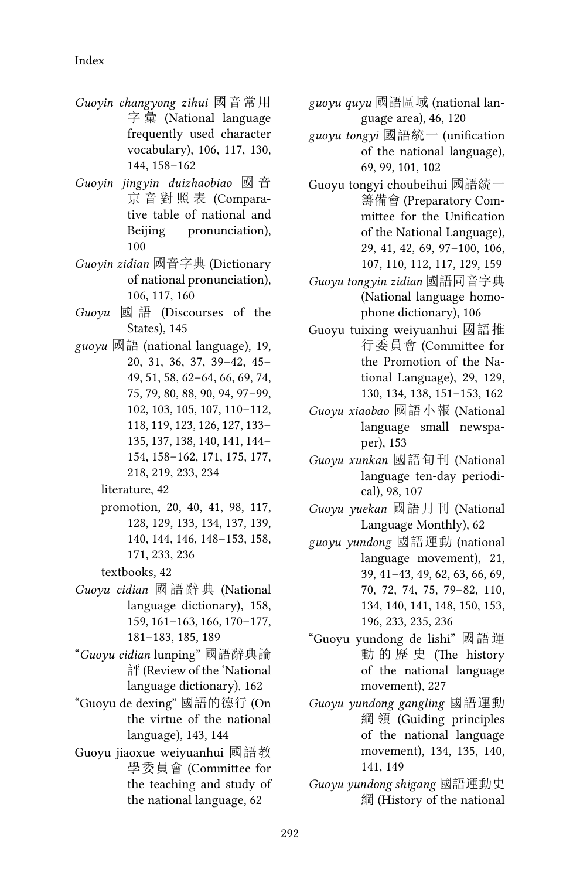*Guoyin changyong zihui* 國音常用字彙 (National language frequently used character vocabulary), 106, 117, 130, 144, 158–162

*Guoyin jingyin duizhaobiao* 國音京音對照表 (Comparative table of national and Beijing pronunciation), 100

*Guoyin zidian* 國音字典 (Dictionary of national pronunciation), 106, 117, 160

*Guoyu* 國語 (Discourses of the States), 145

*guoyu* 國語 (national language), 19, 20, 31, 36, 37, 39–42, 45–49, 51, 58, 62–64, 66, 69, 74, 75, 79, 80, 88, 90, 94, 97–99, 102, 103, 105, 107, 110–112, 118, 119, 123, 126, 127, 133–135, 137, 138, 140, 141, 144–154, 158–162, 171, 175, 177, 218, 219, 233, 234

- literature, 42
- promotion, 20, 40, 41, 98, 117, 128, 129, 133, 134, 137, 139, 140, 144, 146, 148–153, 158, 171, 233, 236
- textbooks, 42

*Guoyu cidian* 國語辭典 (National language dictionary), 158, 159, 161–163, 166, 170–177, 181–183, 185, 189

"*Guoyu cidian* lunping" 國語辭典論評 (Review of the 'National language dictionary), 162

"Guoyu de dexing" 國語的德行 (On the virtue of the national language), 143, 144

Guoyu jiaoxue weiyuanhui 國語教學委員會 (Committee for the teaching and study of the national language, 62

*guoyu quyu* 國語區域 (national language area), 46, 120

*guoyu tongyi* 國語統一 (unification of the national language), 69, 99, 101, 102

Guoyu tongyi choubeihui 國語統一籌備會 (Preparatory Committee for the Unification of the National Language), 29, 41, 42, 69, 97–100, 106, 107, 110, 112, 117, 129, 159

*Guoyu tongyin zidian* 國語同音字典 (National language homophone dictionary), 106

Guoyu tuixing weiyuanhui 國語推行委員會 (Committee for the Promotion of the National Language), 29, 129, 130, 134, 138, 151–153, 162

*Guoyu xiaobao* 國語小報 (National language small newspaper), 153

*Guoyu xunkan* 國語旬刊 (National language ten-day periodical), 98, 107

*Guoyu yuekan* 國語月刊 (National Language Monthly), 62

*guoyu yundong* 國語運動 (national language movement), 21, 39, 41–43, 49, 62, 63, 66, 69, 70, 72, 74, 75, 79–82, 110, 134, 140, 141, 148, 150, 153, 196, 233, 235, 236

"Guoyu yundong de lishi" 國語運動的歷史 (The history of the national language movement), 227

*Guoyu yundong gangling* 國語運動綱領 (Guiding principles of the national language movement), 134, 135, 140, 141, 149

*Guoyu yundong shigang* 國語運動史綱 (History of the national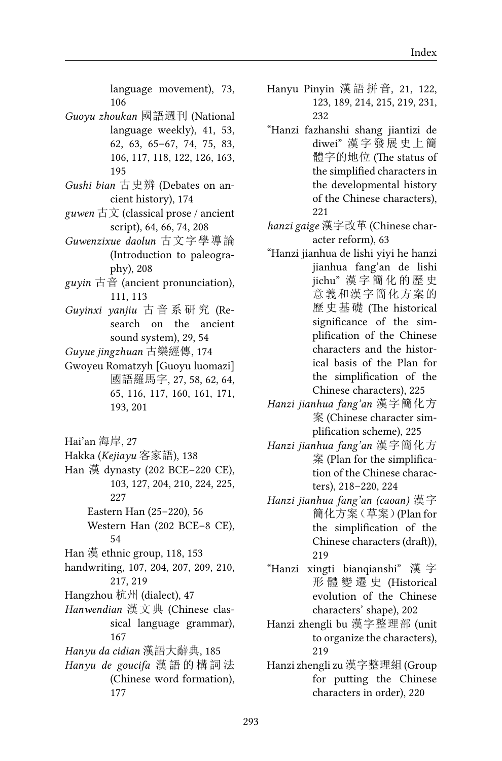language movement), 73, 106

*Guoyu zhoukan* 國語週刊 (National language weekly), 41, 53, 62, 63, 65–67, 74, 75, 83, 106, 117, 118, 122, 126, 163, 195

*Gushi bian* 古史辨 (Debates on ancient history), 174

*guwen* 古文 (classical prose / ancient script), 64, 66, 74, 208

*Guwenzixue daolun* 古文字學導論 (Introduction to paleography), 208

*guyin* 古音 (ancient pronunciation), 111, 113

*Guyinxi yanjiu* 古音系研究 (Research on the ancient sound system), 29, 54

*Guyue jingzhuan* 古樂經傳, 174

Gwoyeu Romatzyh [Guoyu luomazi] 國語羅馬字, 27, 58, 62, 64, 65, 116, 117, 160, 161, 171, 193, 201

Hai'an 海岸, 27

Hakka (*Kejiayu* 客家語), 138

Han 漢 dynasty (202 BCE–220 CE), 103, 127, 204, 210, 224, 225, 227

- Eastern Han (25–220), 56
- Western Han (202 BCE–8 CE), 54

Han 漢 ethnic group, 118, 153

handwriting, 107, 204, 207, 209, 210, 217, 219

Hangzhou 杭州 (dialect), 47

*Hanwendian* 漢文典 (Chinese classical language grammar), 167

*Hanyu da cidian* 漢語大辭典, 185

*Hanyu de goucifa* 漢語的構詞法 (Chinese word formation), 177

Hanyu Pinyin 漢語拼音, 21, 122, 123, 189, 214, 215, 219, 231, 232

"Hanzi fazhanshi shang jiantizi de diwei" 漢字發展史上簡體字的地位 (The status of the simplified characters in the developmental history of the Chinese characters), 221

*hanzi gaige* 漢字改革 (Chinese character reform), 63

"Hanzi jianhua de lishi yiyi he hanzi jianhua fang'an de lishi jichu" 漢字簡化的歷史意義和漢字簡化方案的歷史基礎 (The historical significance of the simplification of the Chinese characters and the historical basis of the Plan for the simplification of the Chinese characters), 225

*Hanzi jianhua fang'an* 漢字簡化方案 (Chinese character simplification scheme), 225

*Hanzi jianhua fang'an* 漢字簡化方案 (Plan for the simplification of the Chinese characters), 218–220, 224

*Hanzi jianhua fang'an (caoan)* 漢字簡化方案（草案）(Plan for the simplification of the Chinese characters (draft)), 219

"Hanzi xingti bianqianshi" 漢字形體變遷史 (Historical evolution of the Chinese characters' shape), 202

Hanzi zhengli bu 漢字整理部 (unit to organize the characters), 219

Hanzi zhengli zu 漢字整理組 (Group for putting the Chinese characters in order), 220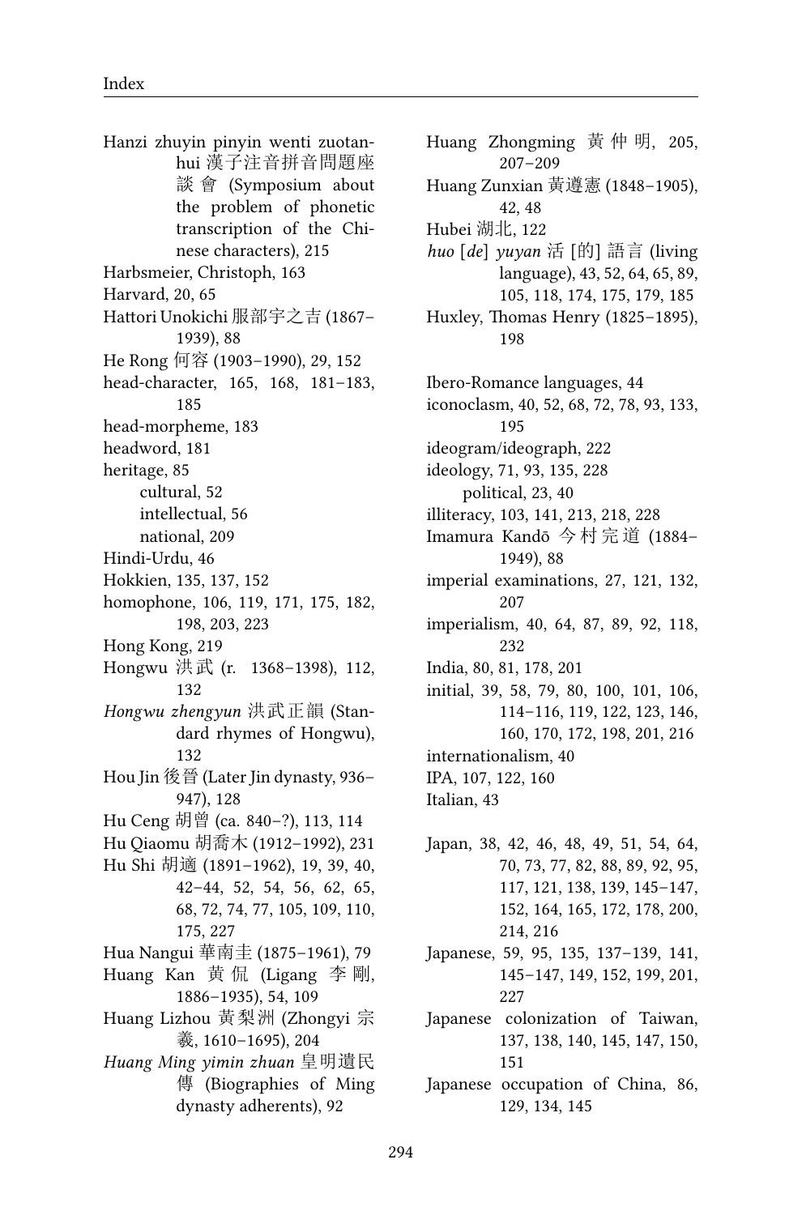Hanzi zhuyin pinyin wenti zuotanhui 漢子注音拼音問題座談會 (Symposium about the problem of phonetic transcription of the Chinese characters), 215
Harbsmeier, Christoph, 163
Harvard, 20, 65
Hattori Unokichi 服部宇之吉 (1867–1939), 88
He Rong 何容 (1903–1990), 29, 152
head-character, 165, 168, 181–183, 185
head-morpheme, 183
headword, 181
heritage, 85
  cultural, 52
  intellectual, 56
  national, 209
Hindi-Urdu, 46
Hokkien, 135, 137, 152
homophone, 106, 119, 171, 175, 182, 198, 203, 223
Hong Kong, 219
Hongwu 洪武 (r. 1368–1398), 112, 132
*Hongwu zhengyun* 洪武正韻 (Standard rhymes of Hongwu), 132
Hou Jin 後晉 (Later Jin dynasty, 936–947), 128
Hu Ceng 胡曾 (ca. 840–?), 113, 114
Hu Qiaomu 胡喬木 (1912–1992), 231
Hu Shi 胡適 (1891–1962), 19, 39, 40, 42–44, 52, 54, 56, 62, 65, 68, 72, 74, 77, 105, 109, 110, 175, 227
Hua Nangui 華南圭 (1875–1961), 79
Huang Kan 黄侃 (Ligang 李剛, 1886–1935), 54, 109
Huang Lizhou 黃梨洲 (Zhongyi 宗羲, 1610–1695), 204
*Huang Ming yimin zhuan* 皇明遺民傳 (Biographies of Ming dynasty adherents), 92
Huang Zhongming 黃仲明, 205, 207–209
Huang Zunxian 黃遵憲 (1848–1905), 42, 48
Hubei 湖北, 122
*huo* [*de*] *yuyan* 活 [的] 語言 (living language), 43, 52, 64, 65, 89, 105, 118, 174, 175, 179, 185
Huxley, Thomas Henry (1825–1895), 198

Ibero-Romance languages, 44
iconoclasm, 40, 52, 68, 72, 78, 93, 133, 195
ideogram/ideograph, 222
ideology, 71, 93, 135, 228
  political, 23, 40
illiteracy, 103, 141, 213, 218, 228
Imamura Kandō 今村完道 (1884–1949), 88
imperial examinations, 27, 121, 132, 207
imperialism, 40, 64, 87, 89, 92, 118, 232
India, 80, 81, 178, 201
initial, 39, 58, 79, 80, 100, 101, 106, 114–116, 119, 122, 123, 146, 160, 170, 172, 198, 201, 216
internationalism, 40
IPA, 107, 122, 160
Italian, 43

Japan, 38, 42, 46, 48, 49, 51, 54, 64, 70, 73, 77, 82, 88, 89, 92, 95, 117, 121, 138, 139, 145–147, 152, 164, 165, 172, 178, 200, 214, 216
Japanese, 59, 95, 135, 137–139, 141, 145–147, 149, 152, 199, 201, 227
Japanese colonization of Taiwan, 137, 138, 140, 145, 147, 150, 151
Japanese occupation of China, 86, 129, 134, 145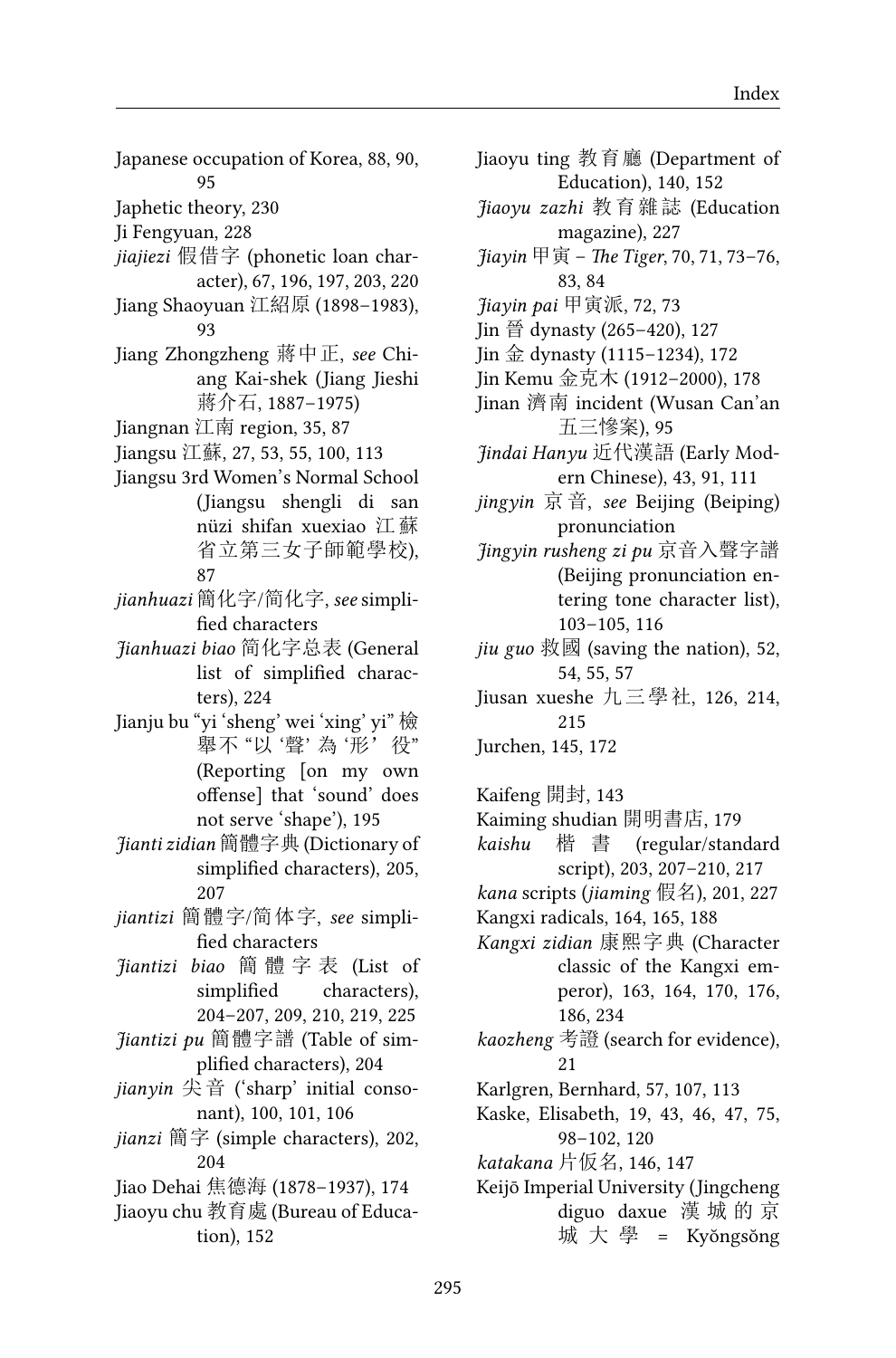Japanese occupation of Korea, 88, 90, 95

Japhetic theory, 230

Ji Fengyuan, 228

*jiajiezi* 假借字 (phonetic loan character), 67, 196, 197, 203, 220

Jiang Shaoyuan 江紹原 (1898–1983), 93

Jiang Zhongzheng 蔣中正, *see* Chiang Kai-shek (Jiang Jieshi 蔣介石, 1887–1975)

Jiangnan 江南 region, 35, 87

Jiangsu 江蘇, 27, 53, 55, 100, 113

Jiangsu 3rd Women's Normal School (Jiangsu shengli di san nüzi shifan xuexiao 江蘇省立第三女子師範學校), 87

*jianhuazi* 簡化字/简化字, *see* simplified characters

*Jianhuazi biao* 简化字总表 (General list of simplified characters), 224

Jianju bu "yi 'sheng' wei 'xing' yi" 檢舉不 "以 '聲' 為 '形' 役" (Reporting [on my own offense] that 'sound' does not serve 'shape'), 195

*Jianti zidian* 簡體字典 (Dictionary of simplified characters), 205, 207

*jiantizi* 簡體字/简体字, *see* simplified characters

*Jiantizi biao* 簡體字表 (List of simplified characters), 204–207, 209, 210, 219, 225

*Jiantizi pu* 簡體字譜 (Table of simplified characters), 204

*jianyin* 尖音 ('sharp' initial consonant), 100, 101, 106

*jianzi* 簡字 (simple characters), 202, 204

Jiao Dehai 焦德海 (1878–1937), 174

Jiaoyu chu 教育處 (Bureau of Education), 152

Jiaoyu ting 教育廳 (Department of Education), 140, 152

*Jiaoyu zazhi* 教育雜誌 (Education magazine), 227

*Jiayin* 甲寅 – *The Tiger*, 70, 71, 73–76, 83, 84

*Jiayin pai* 甲寅派, 72, 73

Jin 晉 dynasty (265–420), 127

Jin 金 dynasty (1115–1234), 172

Jin Kemu 金克木 (1912–2000), 178

Jinan 濟南 incident (Wusan Can'an 五三惨案), 95

*Jindai Hanyu* 近代漢語 (Early Modern Chinese), 43, 91, 111

*jingyin* 京音, *see* Beijing (Beiping) pronunciation

*Jingyin rusheng zi pu* 京音入聲字譜 (Beijing pronunciation entering tone character list), 103–105, 116

*jiu guo* 救國 (saving the nation), 52, 54, 55, 57

Jiusan xueshe 九三學社, 126, 214, 215

Jurchen, 145, 172

Kaifeng 開封, 143

Kaiming shudian 開明書店, 179

*kaishu* 楷書 (regular/standard script), 203, 207–210, 217

*kana* scripts (*jiaming* 假名), 201, 227

Kangxi radicals, 164, 165, 188

*Kangxi zidian* 康熙字典 (Character classic of the Kangxi emperor), 163, 164, 170, 176, 186, 234

*kaozheng* 考證 (search for evidence), 21

Karlgren, Bernhard, 57, 107, 113

Kaske, Elisabeth, 19, 43, 46, 47, 75, 98–102, 120

*katakana* 片仮名, 146, 147

Keijō Imperial University (Jingcheng diguo daxue 漢城的京城大學 = Kyŏngsŏng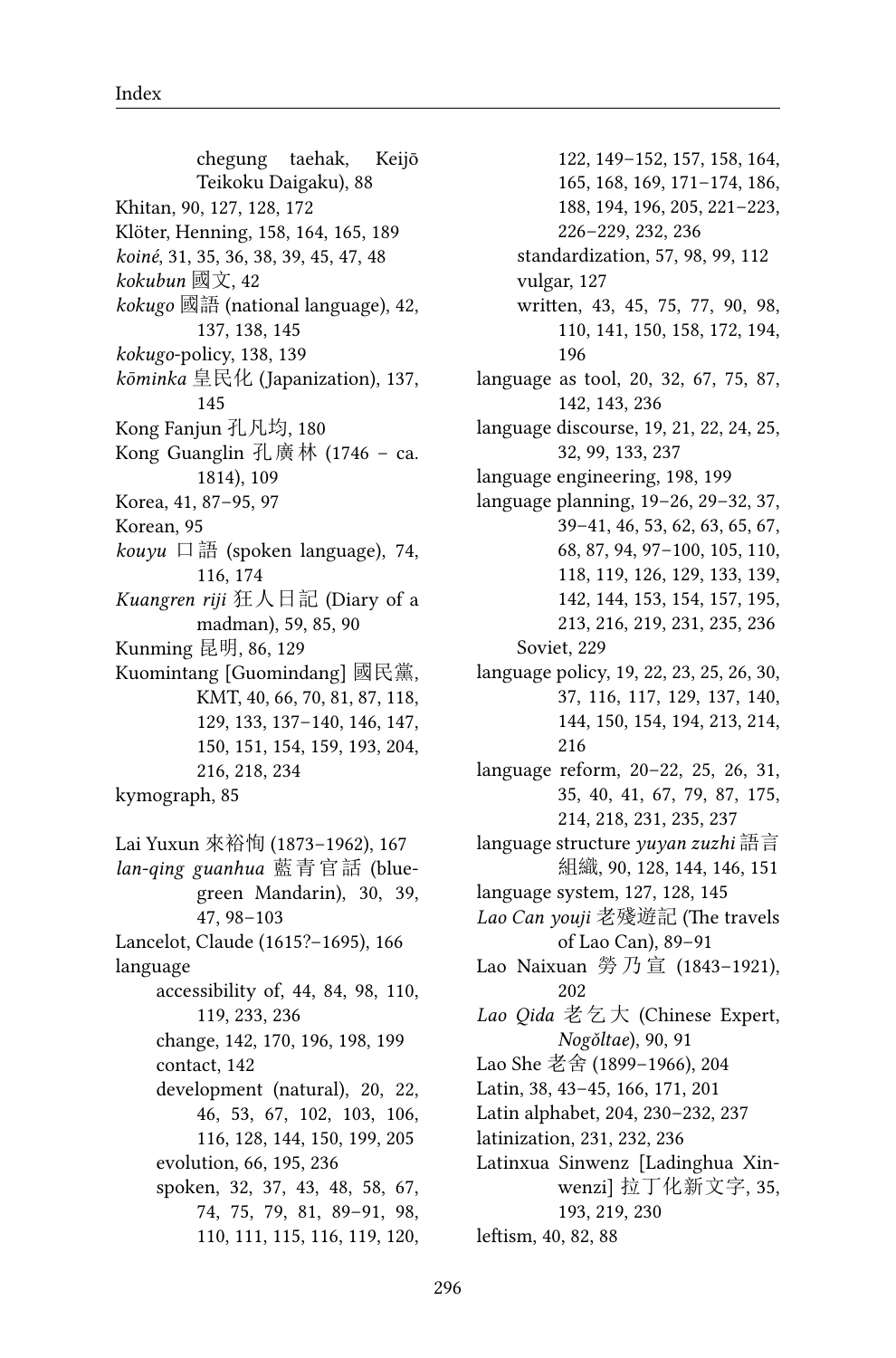chegung taehak, Keijō Teikoku Daigaku), 88

Khitan, 90, 127, 128, 172

Klöter, Henning, 158, 164, 165, 189

*koiné*, 31, 35, 36, 38, 39, 45, 47, 48

*kokubun* 國文, 42

*kokugo* 國語 (national language), 42, 137, 138, 145

*kokugo*-policy, 138, 139

*kōminka* 皇民化 (Japanization), 137, 145

Kong Fanjun 孔凡均, 180

Kong Guanglin 孔廣林 (1746 – ca. 1814), 109

Korea, 41, 87–95, 97

Korean, 95

*kouyu* 口語 (spoken language), 74, 116, 174

*Kuangren riji* 狂人日記 (Diary of a madman), 59, 85, 90

Kunming 昆明, 86, 129

Kuomintang [Guomindang] 國民黨, KMT, 40, 66, 70, 81, 87, 118, 129, 133, 137–140, 146, 147, 150, 151, 154, 159, 193, 204, 216, 218, 234

kymograph, 85

Lai Yuxun 來裕恂 (1873–1962), 167

*lan-qing guanhua* 藍青官話 (blue-green Mandarin), 30, 39, 47, 98–103

Lancelot, Claude (1615?–1695), 166

language
- accessibility of, 44, 84, 98, 110, 119, 233, 236
- change, 142, 170, 196, 198, 199
- contact, 142
- development (natural), 20, 22, 46, 53, 67, 102, 103, 106, 116, 128, 144, 150, 199, 205
- evolution, 66, 195, 236
- spoken, 32, 37, 43, 48, 58, 67, 74, 75, 79, 81, 89–91, 98, 110, 111, 115, 116, 119, 120, 122, 149–152, 157, 158, 164, 165, 168, 169, 171–174, 186, 188, 194, 196, 205, 221–223, 226–229, 232, 236
- standardization, 57, 98, 99, 112
- vulgar, 127
- written, 43, 45, 75, 77, 90, 98, 110, 141, 150, 158, 172, 194, 196

language as tool, 20, 32, 67, 75, 87, 142, 143, 236

language discourse, 19, 21, 22, 24, 25, 32, 99, 133, 237

language engineering, 198, 199

language planning, 19–26, 29–32, 37, 39–41, 46, 53, 62, 63, 65, 67, 68, 87, 94, 97–100, 105, 110, 118, 119, 126, 129, 133, 139, 142, 144, 153, 154, 157, 195, 213, 216, 219, 231, 235, 236
- Soviet, 229

language policy, 19, 22, 23, 25, 26, 30, 37, 116, 117, 129, 137, 140, 144, 150, 154, 194, 213, 214, 216

language reform, 20–22, 25, 26, 31, 35, 40, 41, 67, 79, 87, 175, 214, 218, 231, 235, 237

language structure *yuyan zuzhi* 語言組織, 90, 128, 144, 146, 151

language system, 127, 128, 145

*Lao Can youji* 老殘遊記 (The travels of Lao Can), 89–91

Lao Naixuan 勞乃宣 (1843–1921), 202

*Lao Qida* 老乞大 (Chinese Expert, *Nogŏltae*), 90, 91

Lao She 老舍 (1899–1966), 204

Latin, 38, 43–45, 166, 171, 201

Latin alphabet, 204, 230–232, 237

latinization, 231, 232, 236

Latinxua Sinwenz [Ladinghua Xinwenzi] 拉丁化新文字, 35, 193, 219, 230

leftism, 40, 82, 88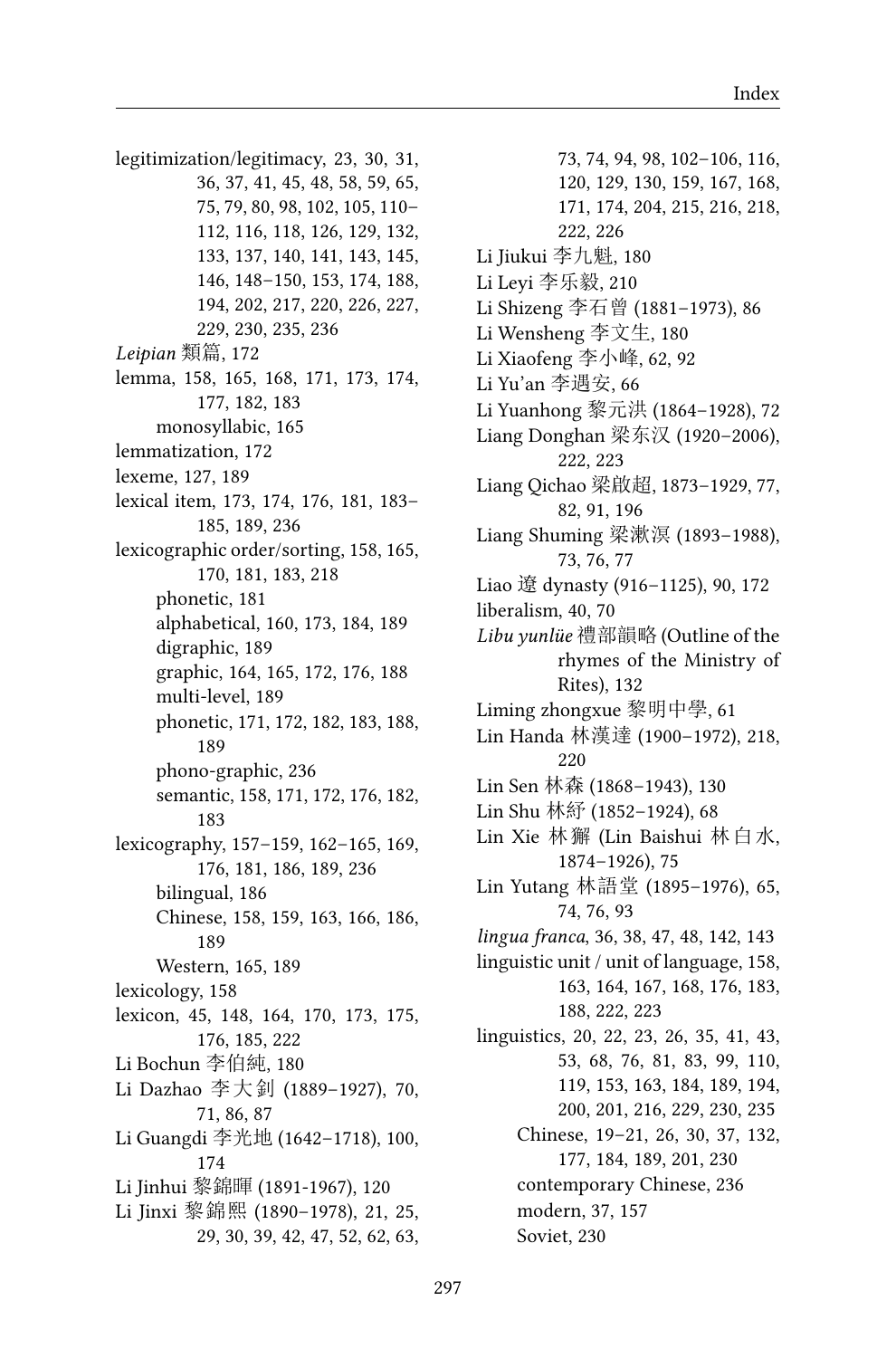legitimization/legitimacy, 23, 30, 31, 36, 37, 41, 45, 48, 58, 59, 65, 75, 79, 80, 98, 102, 105, 110–112, 116, 118, 126, 129, 132, 133, 137, 140, 141, 143, 145, 146, 148–150, 153, 174, 188, 194, 202, 217, 220, 226, 227, 229, 230, 235, 236

*Leipian* 類篇, 172

lemma, 158, 165, 168, 171, 173, 174, 177, 182, 183
- monosyllabic, 165

lemmatization, 172

lexeme, 127, 189

lexical item, 173, 174, 176, 181, 183–185, 189, 236

lexicographic order/sorting, 158, 165, 170, 181, 183, 218
- phonetic, 181
- alphabetical, 160, 173, 184, 189
- digraphic, 189
- graphic, 164, 165, 172, 176, 188
- multi-level, 189
- phonetic, 171, 172, 182, 183, 188, 189
- phono-graphic, 236
- semantic, 158, 171, 172, 176, 182, 183

lexicography, 157–159, 162–165, 169, 176, 181, 186, 189, 236
- bilingual, 186
- Chinese, 158, 159, 163, 166, 186, 189
- Western, 165, 189

lexicology, 158

lexicon, 45, 148, 164, 170, 173, 175, 176, 185, 222

Li Bochun 李伯純, 180

Li Dazhao 李大釗 (1889–1927), 70, 71, 86, 87

Li Guangdi 李光地 (1642–1718), 100, 174

Li Jinhui 黎錦暉 (1891-1967), 120

Li Jinxi 黎錦熙 (1890–1978), 21, 25, 29, 30, 39, 42, 47, 52, 62, 63, 73, 74, 94, 98, 102–106, 116, 120, 129, 130, 159, 167, 168, 171, 174, 204, 215, 216, 218, 222, 226

Li Jiukui 李九魁, 180

Li Leyi 李乐毅, 210

Li Shizeng 李石曾 (1881–1973), 86

Li Wensheng 李文生, 180

Li Xiaofeng 李小峰, 62, 92

Li Yu'an 李遇安, 66

Li Yuanhong 黎元洪 (1864–1928), 72

Liang Donghan 梁东汉 (1920–2006), 222, 223

Liang Qichao 梁啟超, 1873–1929, 77, 82, 91, 196

Liang Shuming 梁漱溟 (1893–1988), 73, 76, 77

Liao 遼 dynasty (916–1125), 90, 172

liberalism, 40, 70

*Libu yunlüe* 禮部韻略 (Outline of the rhymes of the Ministry of Rites), 132

Liming zhongxue 黎明中學, 61

Lin Handa 林漢達 (1900–1972), 218, 220

Lin Sen 林森 (1868–1943), 130

Lin Shu 林紓 (1852–1924), 68

Lin Xie 林獬 (Lin Baishui 林白水, 1874–1926), 75

Lin Yutang 林語堂 (1895–1976), 65, 74, 76, 93

*lingua franca*, 36, 38, 47, 48, 142, 143

linguistic unit / unit of language, 158, 163, 164, 167, 168, 176, 183, 188, 222, 223

linguistics, 20, 22, 23, 26, 35, 41, 43, 53, 68, 76, 81, 83, 99, 110, 119, 153, 163, 184, 189, 194, 200, 201, 216, 229, 230, 235
- Chinese, 19–21, 26, 30, 37, 132, 177, 184, 189, 201, 230
- contemporary Chinese, 236
- modern, 37, 157
- Soviet, 230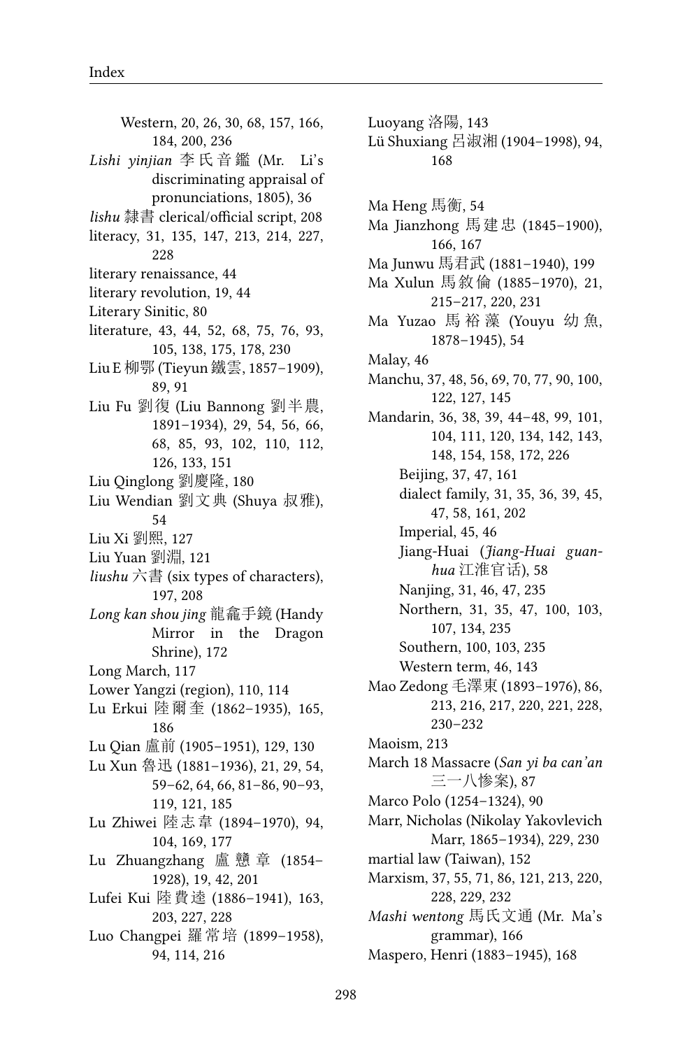Western, 20, 26, 30, 68, 157, 166, 184, 200, 236

*Lishi yinjian* 李氏音鑑 (Mr. Li's discriminating appraisal of pronunciations, 1805), 36

*lishu* 隸書 clerical/official script, 208

literacy, 31, 135, 147, 213, 214, 227, 228

literary renaissance, 44

literary revolution, 19, 44

Literary Sinitic, 80

literature, 43, 44, 52, 68, 75, 76, 93, 105, 138, 175, 178, 230

Liu E 柳鄂 (Tieyun 鐵雲, 1857–1909), 89, 91

Liu Fu 劉復 (Liu Bannong 劉半農, 1891–1934), 29, 54, 56, 66, 68, 85, 93, 102, 110, 112, 126, 133, 151

Liu Qinglong 劉慶隆, 180

Liu Wendian 劉文典 (Shuya 叔雅), 54

Liu Xi 劉熙, 127

Liu Yuan 劉淵, 121

*liushu* 六書 (six types of characters), 197, 208

*Long kan shou jing* 龍龕手鏡 (Handy Mirror in the Dragon Shrine), 172

Long March, 117

Lower Yangzi (region), 110, 114

Lu Erkui 陸爾奎 (1862–1935), 165, 186

Lu Qian 盧前 (1905–1951), 129, 130

Lu Xun 魯迅 (1881–1936), 21, 29, 54, 59–62, 64, 66, 81–86, 90–93, 119, 121, 185

Lu Zhiwei 陸志韋 (1894–1970), 94, 104, 169, 177

Lu Zhuangzhang 盧戇章 (1854–1928), 19, 42, 201

Lufei Kui 陸費逵 (1886–1941), 163, 203, 227, 228

Luo Changpei 羅常培 (1899–1958), 94, 114, 216

Luoyang 洛陽, 143

Lü Shuxiang 呂淑湘 (1904–1998), 94, 168

Ma Heng 馬衡, 54

Ma Jianzhong 馬建忠 (1845–1900), 166, 167

Ma Junwu 馬君武 (1881–1940), 199

Ma Xulun 馬敘倫 (1885–1970), 21, 215–217, 220, 231

Ma Yuzao 馬裕藻 (Youyu 幼魚, 1878–1945), 54

Malay, 46

Manchu, 37, 48, 56, 69, 70, 77, 90, 100, 122, 127, 145

Mandarin, 36, 38, 39, 44–48, 99, 101, 104, 111, 120, 134, 142, 143, 148, 154, 158, 172, 226

    Beijing, 37, 47, 161

    dialect family, 31, 35, 36, 39, 45, 47, 58, 161, 202

    Imperial, 45, 46

    Jiang-Huai (*Jiang-Huai guanhua* 江淮官话), 58

    Nanjing, 31, 46, 47, 235

    Northern, 31, 35, 47, 100, 103, 107, 134, 235

    Southern, 100, 103, 235

    Western term, 46, 143

Mao Zedong 毛澤東 (1893–1976), 86, 213, 216, 217, 220, 221, 228, 230–232

Maoism, 213

March 18 Massacre (*San yi ba can'an* 三一八慘案), 87

Marco Polo (1254–1324), 90

Marr, Nicholas (Nikolay Yakovlevich Marr, 1865–1934), 229, 230

martial law (Taiwan), 152

Marxism, 37, 55, 71, 86, 121, 213, 220, 228, 229, 232

*Mashi wentong* 馬氏文通 (Mr. Ma's grammar), 166

Maspero, Henri (1883–1945), 168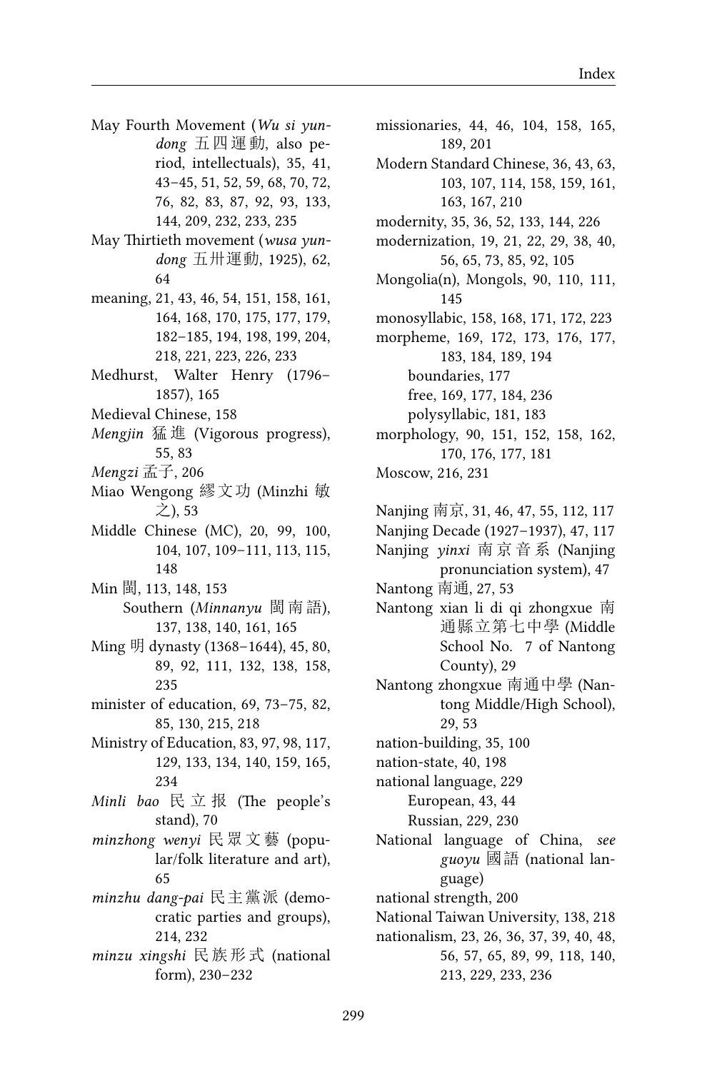May Fourth Movement (*Wu si yundong* 五四運動, also period, intellectuals), 35, 41, 43–45, 51, 52, 59, 68, 70, 72, 76, 82, 83, 87, 92, 93, 133, 144, 209, 232, 233, 235

May Thirtieth movement (*wusa yundong* 五卅運動, 1925), 62, 64

meaning, 21, 43, 46, 54, 151, 158, 161, 164, 168, 170, 175, 177, 179, 182–185, 194, 198, 199, 204, 218, 221, 223, 226, 233

Medhurst, Walter Henry (1796–1857), 165

Medieval Chinese, 158

*Mengjin* 猛進 (Vigorous progress), 55, 83

*Mengzi* 孟子, 206

Miao Wengong 繆文功 (Minzhi 敏之), 53

Middle Chinese (MC), 20, 99, 100, 104, 107, 109–111, 113, 115, 148

Min 閩, 113, 148, 153
- Southern (*Minnanyu* 閩南語), 137, 138, 140, 161, 165

Ming 明 dynasty (1368–1644), 45, 80, 89, 92, 111, 132, 138, 158, 235

minister of education, 69, 73–75, 82, 85, 130, 215, 218

Ministry of Education, 83, 97, 98, 117, 129, 133, 134, 140, 159, 165, 234

*Minli bao* 民立报 (The people's stand), 70

*minzhong wenyi* 民眾文藝 (popular/folk literature and art), 65

*minzhu dang-pai* 民主黨派 (democratic parties and groups), 214, 232

*minzu xingshi* 民族形式 (national form), 230–232

missionaries, 44, 46, 104, 158, 165, 189, 201

Modern Standard Chinese, 36, 43, 63, 103, 107, 114, 158, 159, 161, 163, 167, 210

modernity, 35, 36, 52, 133, 144, 226

modernization, 19, 21, 22, 29, 38, 40, 56, 65, 73, 85, 92, 105

Mongolia(n), Mongols, 90, 110, 111, 145

monosyllabic, 158, 168, 171, 172, 223

morpheme, 169, 172, 173, 176, 177, 183, 184, 189, 194
- boundaries, 177
- free, 169, 177, 184, 236
- polysyllabic, 181, 183

morphology, 90, 151, 152, 158, 162, 170, 176, 177, 181

Moscow, 216, 231

Nanjing 南京, 31, 46, 47, 55, 112, 117

Nanjing Decade (1927–1937), 47, 117

Nanjing *yinxi* 南京音系 (Nanjing pronunciation system), 47

Nantong 南通, 27, 53

Nantong xian li di qi zhongxue 南通縣立第七中學 (Middle School No. 7 of Nantong County), 29

Nantong zhongxue 南通中學 (Nantong Middle/High School), 29, 53

nation-building, 35, 100

nation-state, 40, 198

national language, 229
- European, 43, 44
- Russian, 229, 230

National language of China, *see guoyu* 國語 (national language)

national strength, 200

National Taiwan University, 138, 218

nationalism, 23, 26, 36, 37, 39, 40, 48, 56, 57, 65, 89, 99, 118, 140, 213, 229, 233, 236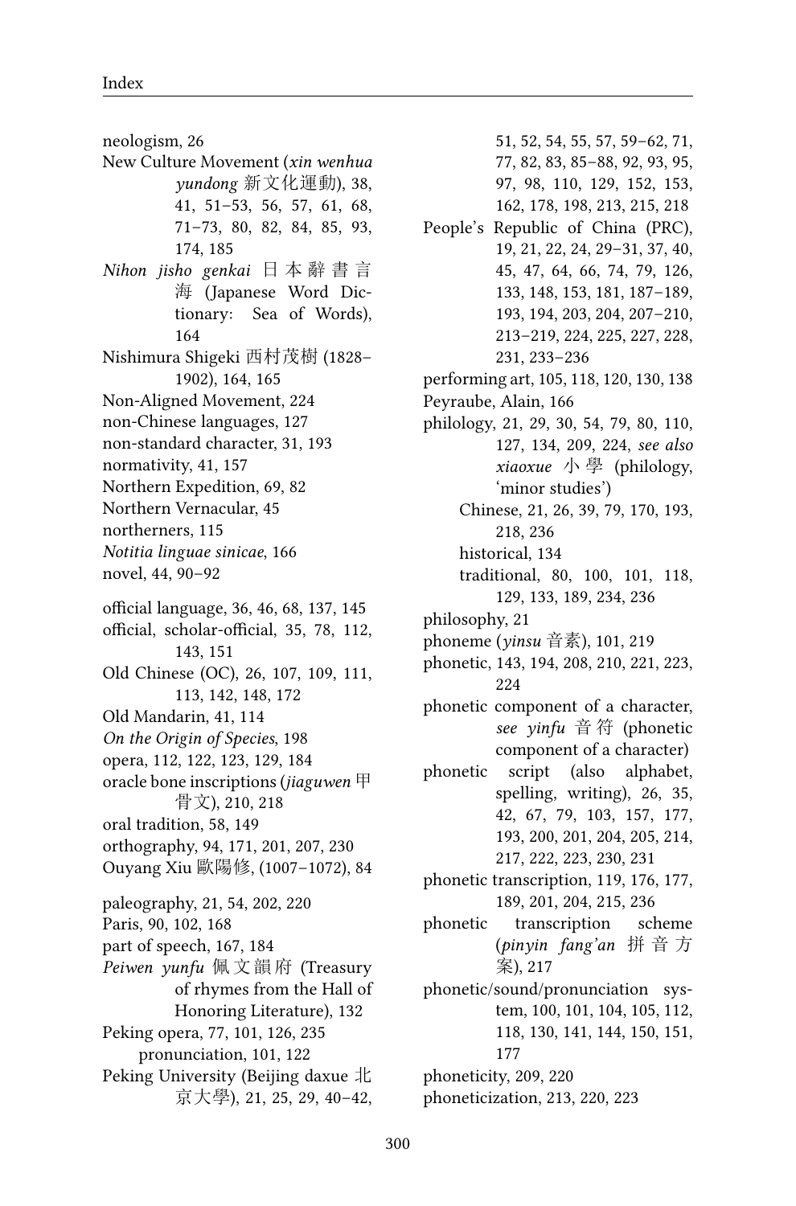neologism, 26
New Culture Movement (*xin wenhua yundong* 新文化運動), 38, 41, 51–53, 56, 57, 61, 68, 71–73, 80, 82, 84, 85, 93, 174, 185
*Nihon jisho genkai* 日本辭書言海 (Japanese Word Dictionary: Sea of Words), 164
Nishimura Shigeki 西村茂樹 (1828–1902), 164, 165
Non-Aligned Movement, 224
non-Chinese languages, 127
non-standard character, 31, 193
normativity, 41, 157
Northern Expedition, 69, 82
Northern Vernacular, 45
northerners, 115
*Notitia linguae sinicae*, 166
novel, 44, 90–92

official language, 36, 46, 68, 137, 145
official, scholar-official, 35, 78, 112, 143, 151
Old Chinese (OC), 26, 107, 109, 111, 113, 142, 148, 172
Old Mandarin, 41, 114
*On the Origin of Species*, 198
opera, 112, 122, 123, 129, 184
oracle bone inscriptions (*jiaguwen* 甲骨文), 210, 218
oral tradition, 58, 149
orthography, 94, 171, 201, 207, 230
Ouyang Xiu 歐陽修, (1007–1072), 84

paleography, 21, 54, 202, 220
Paris, 90, 102, 168
part of speech, 167, 184
*Peiwen yunfu* 佩文韻府 (Treasury of rhymes from the Hall of Honoring Literature), 132
Peking opera, 77, 101, 126, 235
  pronunciation, 101, 122
Peking University (Beijing daxue 北京大學), 21, 25, 29, 40–42, 51, 52, 54, 55, 57, 59–62, 71, 77, 82, 83, 85–88, 92, 93, 95, 97, 98, 110, 129, 152, 153, 162, 178, 198, 213, 215, 218
People's Republic of China (PRC), 19, 21, 22, 24, 29–31, 37, 40, 45, 47, 64, 66, 74, 79, 126, 133, 148, 153, 181, 187–189, 193, 194, 203, 204, 207–210, 213–219, 224, 225, 227, 228, 231, 233–236
performing art, 105, 118, 120, 130, 138
Peyraube, Alain, 166
philology, 21, 29, 30, 54, 79, 80, 110, 127, 134, 209, 224, *see also xiaoxue* 小學 (philology, 'minor studies')
  Chinese, 21, 26, 39, 79, 170, 193, 218, 236
  historical, 134
  traditional, 80, 100, 101, 118, 129, 133, 189, 234, 236
philosophy, 21
phoneme (*yinsu* 音素), 101, 219
phonetic, 143, 194, 208, 210, 221, 223, 224
phonetic component of a character, *see yinfu* 音符 (phonetic component of a character)
phonetic script (also alphabet, spelling, writing), 26, 35, 42, 67, 79, 103, 157, 177, 193, 200, 201, 204, 205, 214, 217, 222, 223, 230, 231
phonetic transcription, 119, 176, 177, 189, 201, 204, 215, 236
phonetic transcription scheme (*pinyin fang'an* 拼音方案), 217
phonetic/sound/pronunciation system, 100, 101, 104, 105, 112, 118, 130, 141, 144, 150, 151, 177
phoneticity, 209, 220
phoneticization, 213, 220, 223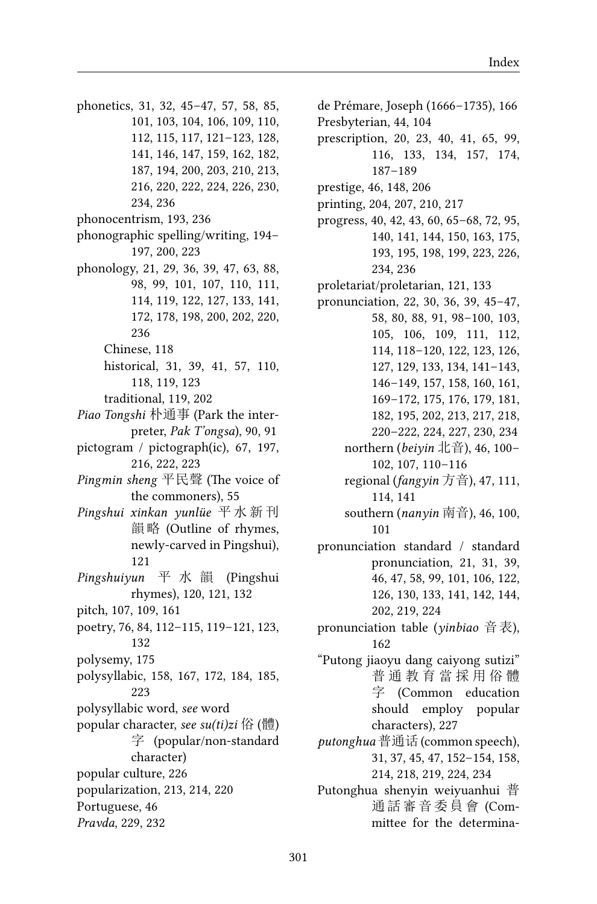phonetics, 31, 32, 45–47, 57, 58, 85, 101, 103, 104, 106, 109, 110, 112, 115, 117, 121–123, 128, 141, 146, 147, 159, 162, 182, 187, 194, 200, 203, 210, 213, 216, 220, 222, 224, 226, 230, 234, 236

phonocentrism, 193, 236

phonographic spelling/writing, 194–197, 200, 223

phonology, 21, 29, 36, 39, 47, 63, 88, 98, 99, 101, 107, 110, 111, 114, 119, 122, 127, 133, 141, 172, 178, 198, 200, 202, 220, 236
- Chinese, 118
- historical, 31, 39, 41, 57, 110, 118, 119, 123
- traditional, 119, 202

*Piao Tongshi* 朴通事 (Park the interpreter, *Pak T'ongsa*), 90, 91

pictogram / pictograph(ic), 67, 197, 216, 222, 223

*Pingmin sheng* 平民聲 (The voice of the commoners), 55

*Pingshui xinkan yunlüe* 平水新刊韻略 (Outline of rhymes, newly-carved in Pingshui), 121

*Pingshuiyun* 平水韻 (Pingshui rhymes), 120, 121, 132

pitch, 107, 109, 161

poetry, 76, 84, 112–115, 119–121, 123, 132

polysemy, 175

polysyllabic, 158, 167, 172, 184, 185, 223

polysyllabic word, *see* word

popular character, *see su(ti)zi* 俗 (體) 字 (popular/non-standard character)

popular culture, 226

popularization, 213, 214, 220

Portuguese, 46

*Pravda*, 229, 232

de Prémare, Joseph (1666–1735), 166

Presbyterian, 44, 104

prescription, 20, 23, 40, 41, 65, 99, 116, 133, 134, 157, 174, 187–189

prestige, 46, 148, 206

printing, 204, 207, 210, 217

progress, 40, 42, 43, 60, 65–68, 72, 95, 140, 141, 144, 150, 163, 175, 193, 195, 198, 199, 223, 226, 234, 236

proletariat/proletarian, 121, 133

pronunciation, 22, 30, 36, 39, 45–47, 58, 80, 88, 91, 98–100, 103, 105, 106, 109, 111, 112, 114, 118–120, 122, 123, 126, 127, 129, 133, 134, 141–143, 146–149, 157, 158, 160, 161, 169–172, 175, 176, 179, 181, 182, 195, 202, 213, 217, 218, 220–222, 224, 227, 230, 234
- northern (*beiyin* 北音), 46, 100–102, 107, 110–116
- regional (*fangyin* 方音), 47, 111, 114, 141
- southern (*nanyin* 南音), 46, 100, 101

pronunciation standard / standard pronunciation, 21, 31, 39, 46, 47, 58, 99, 101, 106, 122, 126, 130, 133, 141, 142, 144, 202, 219, 224

pronunciation table (*yinbiao* 音表), 162

"Putong jiaoyu dang caiyong sutizi" 普通教育當採用俗體字 (Common education should employ popular characters), 227

*putonghua* 普通话 (common speech), 31, 37, 45, 47, 152–154, 158, 214, 218, 219, 224, 234

Putonghua shenyin weiyuanhui 普通話審音委員會 (Committee for the determina-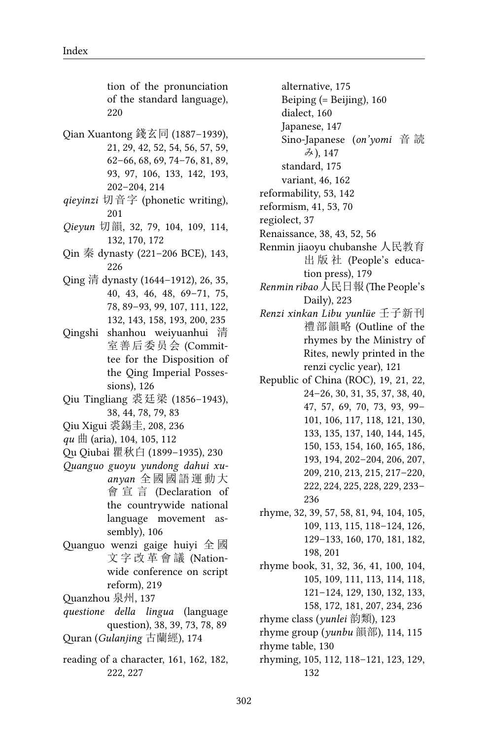tion of the pronunciation of the standard language), 220

Qian Xuantong 錢玄同 (1887–1939), 21, 29, 42, 52, 54, 56, 57, 59, 62–66, 68, 69, 74–76, 81, 89, 93, 97, 106, 133, 142, 193, 202–204, 214

*qieyinzi* 切音字 (phonetic writing), 201

*Qieyun* 切韻, 32, 79, 104, 109, 114, 132, 170, 172

Qin 秦 dynasty (221–206 BCE), 143, 226

Qing 清 dynasty (1644–1912), 26, 35, 40, 43, 46, 48, 69–71, 75, 78, 89–93, 99, 107, 111, 122, 132, 143, 158, 193, 200, 235

Qingshi shanhou weiyuanhui 清室善后委员会 (Committee for the Disposition of the Qing Imperial Possessions), 126

Qiu Tingliang 裘廷梁 (1856–1943), 38, 44, 78, 79, 83

Qiu Xigui 裘錫圭, 208, 236

*qu* 曲 (aria), 104, 105, 112

Qu Qiubai 瞿秋白 (1899–1935), 230

*Quanguo guoyu yundong dahui xuanyan* 全國國語運動大會宣言 (Declaration of the countrywide national language movement assembly), 106

Quanguo wenzi gaige huiyi 全國文字改革會議 (Nationwide conference on script reform), 219

Quanzhou 泉州, 137

*questione della lingua* (language question), 38, 39, 73, 78, 89

Quran (*Gulanjing* 古蘭經), 174

reading of a character, 161, 162, 182, 222, 227

alternative, 175

Beiping (= Beijing), 160

dialect, 160

Japanese, 147

Sino-Japanese (*on'yomi* 音読み), 147

standard, 175

variant, 46, 162

reformability, 53, 142

reformism, 41, 53, 70

regiolect, 37

Renaissance, 38, 43, 52, 56

Renmin jiaoyu chubanshe 人民教育出版社 (People's education press), 179

*Renmin ribao* 人民日報 (The People's Daily), 223

*Renzi xinkan Libu yunlüe* 壬子新刊禮部韻略 (Outline of the rhymes by the Ministry of Rites, newly printed in the renzi cyclic year), 121

Republic of China (ROC), 19, 21, 22, 24–26, 30, 31, 35, 37, 38, 40, 47, 57, 69, 70, 73, 93, 99–101, 106, 117, 118, 121, 130, 133, 135, 137, 140, 144, 145, 150, 153, 154, 160, 165, 186, 193, 194, 202–204, 206, 207, 209, 210, 213, 215, 217–220, 222, 224, 225, 228, 229, 233–236

rhyme, 32, 39, 57, 58, 81, 94, 104, 105, 109, 113, 115, 118–124, 126, 129–133, 160, 170, 181, 182, 198, 201

rhyme book, 31, 32, 36, 41, 100, 104, 105, 109, 111, 113, 114, 118, 121–124, 129, 130, 132, 133, 158, 172, 181, 207, 234, 236

rhyme class (*yunlei* 韵類), 123

rhyme group (*yunbu* 韻部), 114, 115

rhyme table, 130

rhyming, 105, 112, 118–121, 123, 129, 132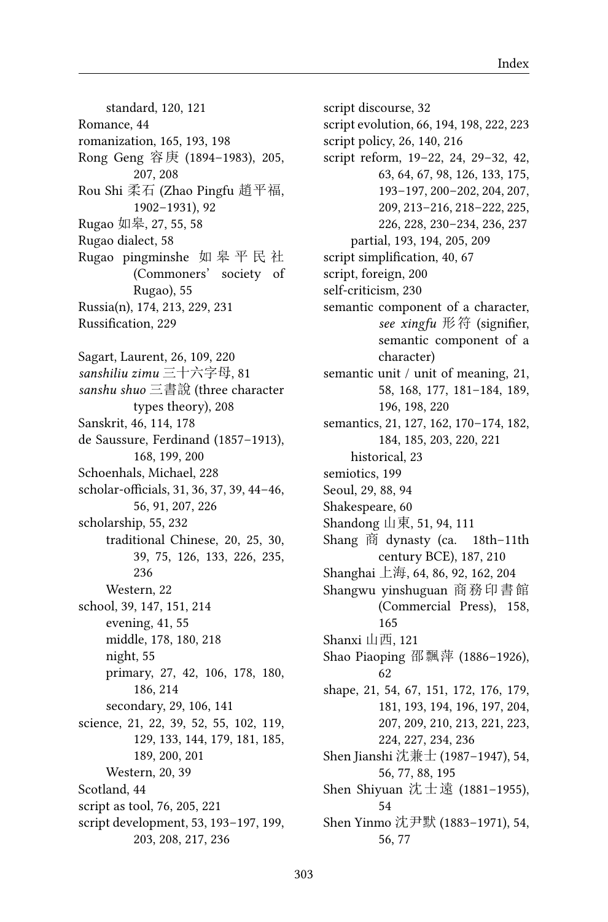standard, 120, 121
Romance, 44
romanization, 165, 193, 198
Rong Geng 容庚 (1894–1983), 205, 207, 208
Rou Shi 柔石 (Zhao Pingfu 趙平福, 1902–1931), 92
Rugao 如皋, 27, 55, 58
Rugao dialect, 58
Rugao pingminshe 如皋平民社 (Commoners' society of Rugao), 55
Russia(n), 174, 213, 229, 231
Russification, 229

Sagart, Laurent, 26, 109, 220
*sanshiliu zimu* 三十六字母, 81
*sanshu shuo* 三書說 (three character types theory), 208
Sanskrit, 46, 114, 178
de Saussure, Ferdinand (1857–1913), 168, 199, 200
Schoenhals, Michael, 228
scholar-officials, 31, 36, 37, 39, 44–46, 56, 91, 207, 226
scholarship, 55, 232
  traditional Chinese, 20, 25, 30, 39, 75, 126, 133, 226, 235, 236
  Western, 22
school, 39, 147, 151, 214
  evening, 41, 55
  middle, 178, 180, 218
  night, 55
  primary, 27, 42, 106, 178, 180, 186, 214
  secondary, 29, 106, 141
science, 21, 22, 39, 52, 55, 102, 119, 129, 133, 144, 179, 181, 185, 189, 200, 201
  Western, 20, 39
Scotland, 44
script as tool, 76, 205, 221
script development, 53, 193–197, 199, 203, 208, 217, 236
script discourse, 32
script evolution, 66, 194, 198, 222, 223
script policy, 26, 140, 216
script reform, 19–22, 24, 29–32, 42, 63, 64, 67, 98, 126, 133, 175, 193–197, 200–202, 204, 207, 209, 213–216, 218–222, 225, 226, 228, 230–234, 236, 237
  partial, 193, 194, 205, 209
script simplification, 40, 67
script, foreign, 200
self-criticism, 230
semantic component of a character, *see xingfu* 形符 (signifier, semantic component of a character)
semantic unit / unit of meaning, 21, 58, 168, 177, 181–184, 189, 196, 198, 220
semantics, 21, 127, 162, 170–174, 182, 184, 185, 203, 220, 221
  historical, 23
semiotics, 199
Seoul, 29, 88, 94
Shakespeare, 60
Shandong 山東, 51, 94, 111
Shang 商 dynasty (ca. 18th–11th century BCE), 187, 210
Shanghai 上海, 64, 86, 92, 162, 204
Shangwu yinshuguan 商務印書館 (Commercial Press), 158, 165
Shanxi 山西, 121
Shao Piaoping 邵飄萍 (1886–1926), 62
shape, 21, 54, 67, 151, 172, 176, 179, 181, 193, 194, 196, 197, 204, 207, 209, 210, 213, 221, 223, 224, 227, 234, 236
Shen Jianshi 沈兼士 (1987–1947), 54, 56, 77, 88, 195
Shen Shiyuan 沈士遠 (1881–1955), 54
Shen Yinmo 沈尹默 (1883–1971), 54, 56, 77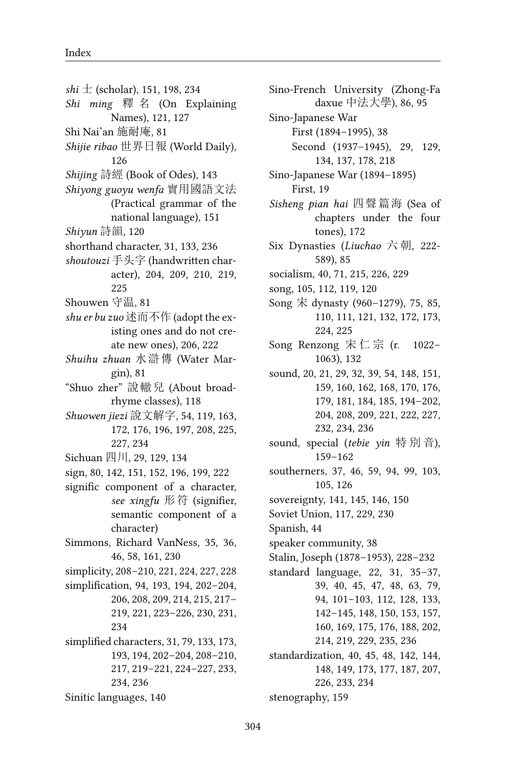*shi* 士 (scholar), 151, 198, 234

*Shi ming* 釋名 (On Explaining Names), 121, 127

Shi Nai'an 施耐庵, 81

*Shijie ribao* 世界日報 (World Daily), 126

*Shijing* 詩經 (Book of Odes), 143

*Shiyong guoyu wenfa* 實用國語文法 (Practical grammar of the national language), 151

*Shiyun* 詩韻, 120

shorthand character, 31, 133, 236

*shoutouzi* 手头字 (handwritten character), 204, 209, 210, 219, 225

Shouwen 守温, 81

*shu er bu zuo* 述而不作 (adopt the existing ones and do not create new ones), 206, 222

*Shuihu zhuan* 水滸傳 (Water Margin), 81

"Shuo zher" 說轍兒 (About broad-rhyme classes), 118

*Shuowen jiezi* 說文解字, 54, 119, 163, 172, 176, 196, 197, 208, 225, 227, 234

Sichuan 四川, 29, 129, 134

sign, 80, 142, 151, 152, 196, 199, 222

signific component of a character, *see xingfu* 形符 (signifier, semantic component of a character)

Simmons, Richard VanNess, 35, 36, 46, 58, 161, 230

simplicity, 208–210, 221, 224, 227, 228

simplification, 94, 193, 194, 202–204, 206, 208, 209, 214, 215, 217–219, 221, 223–226, 230, 231, 234

simplified characters, 31, 79, 133, 173, 193, 194, 202–204, 208–210, 217, 219–221, 224–227, 233, 234, 236

Sinitic languages, 140

Sino-French University (Zhong-Fa daxue 中法大學), 86, 95

Sino-Japanese War
  First (1894–1995), 38
  Second (1937–1945), 29, 129, 134, 137, 178, 218

Sino-Japanese War (1894–1895)
  First, 19

*Sisheng pian hai* 四聲篇海 (Sea of chapters under the four tones), 172

Six Dynasties (*Liuchao* 六朝, 222-589), 85

socialism, 40, 71, 215, 226, 229

song, 105, 112, 119, 120

Song 宋 dynasty (960–1279), 75, 85, 110, 111, 121, 132, 172, 173, 224, 225

Song Renzong 宋仁宗 (r. 1022–1063), 132

sound, 20, 21, 29, 32, 39, 54, 148, 151, 159, 160, 162, 168, 170, 176, 179, 181, 184, 185, 194–202, 204, 208, 209, 221, 222, 227, 232, 234, 236

sound, special (*tebie yin* 特別音), 159–162

southerners, 37, 46, 59, 94, 99, 103, 105, 126

sovereignty, 141, 145, 146, 150

Soviet Union, 117, 229, 230

Spanish, 44

speaker community, 38

Stalin, Joseph (1878–1953), 228–232

standard language, 22, 31, 35–37, 39, 40, 45, 47, 48, 63, 79, 94, 101–103, 112, 128, 133, 142–145, 148, 150, 153, 157, 160, 169, 175, 176, 188, 202, 214, 219, 229, 235, 236

standardization, 40, 45, 48, 142, 144, 148, 149, 173, 177, 187, 207, 226, 233, 234

stenography, 159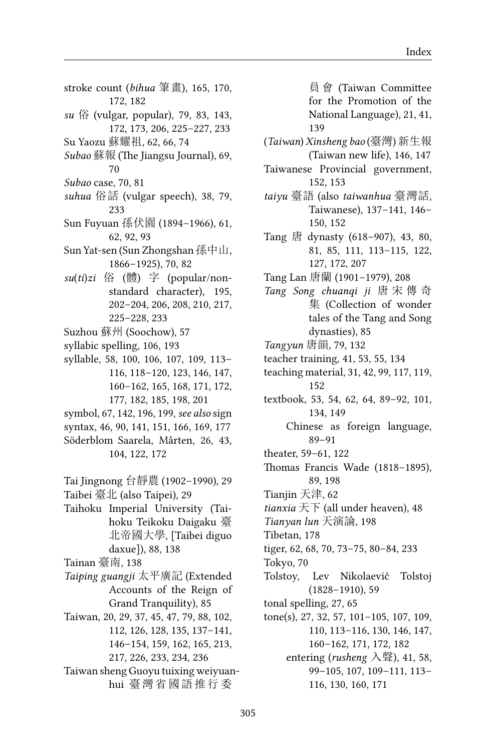stroke count (*bihua* 筆畫), 165, 170, 172, 182
*su* 俗 (vulgar, popular), 79, 83, 143, 172, 173, 206, 225–227, 233
Su Yaozu 蘇耀祖, 62, 66, 74
*Subao* 蘇報 (The Jiangsu Journal), 69, 70
*Subao* case, 70, 81
*suhua* 俗話 (vulgar speech), 38, 79, 233
Sun Fuyuan 孫伏園 (1894–1966), 61, 62, 92, 93
Sun Yat-sen (Sun Zhongshan 孫中山, 1866–1925), 70, 82
*su*(*ti*)*zi* 俗 (體) 字 (popular/non-standard character), 195, 202–204, 206, 208, 210, 217, 225–228, 233
Suzhou 蘇州 (Soochow), 57
syllabic spelling, 106, 193
syllable, 58, 100, 106, 107, 109, 113–116, 118–120, 123, 146, 147, 160–162, 165, 168, 171, 172, 177, 182, 185, 198, 201
symbol, 67, 142, 196, 199, *see also* sign
syntax, 46, 90, 141, 151, 166, 169, 177
Söderblom Saarela, Mårten, 26, 43, 104, 122, 172

Tai Jingnong 台靜農 (1902–1990), 29
Taibei 臺北 (also Taipei), 29
Taihoku Imperial University (Taihoku Teikoku Daigaku 臺北帝國大學, [Taibei diguo daxue]), 88, 138
Tainan 臺南, 138
*Taiping guangji* 太平廣記 (Extended Accounts of the Reign of Grand Tranquility), 85
Taiwan, 20, 29, 37, 45, 47, 79, 88, 102, 112, 126, 128, 135, 137–141, 146–154, 159, 162, 165, 213, 217, 226, 233, 234, 236
Taiwan sheng Guoyu tuixing weiyuanhui 臺灣省國語推行委員會 (Taiwan Committee for the Promotion of the National Language), 21, 41, 139
(*Taiwan*) *Xinsheng bao* (臺灣) 新生報 (Taiwan new life), 146, 147
Taiwanese Provincial government, 152, 153
*taiyu* 臺語 (also *taiwanhua* 臺灣話, Taiwanese), 137–141, 146–150, 152
Tang 唐 dynasty (618–907), 43, 80, 81, 85, 111, 113–115, 122, 127, 172, 207
Tang Lan 唐蘭 (1901–1979), 208
*Tang Song chuanqi ji* 唐宋傳奇集 (Collection of wonder tales of the Tang and Song dynasties), 85
*Tangyun* 唐韻, 79, 132
teacher training, 41, 53, 55, 134
teaching material, 31, 42, 99, 117, 119, 152
textbook, 53, 54, 62, 64, 89–92, 101, 134, 149
  Chinese as foreign language, 89–91
theater, 59–61, 122
Thomas Francis Wade (1818–1895), 89, 198
Tianjin 天津, 62
*tianxia* 天下 (all under heaven), 48
*Tianyan lun* 天演論, 198
Tibetan, 178
tiger, 62, 68, 70, 73–75, 80–84, 233
Tokyo, 70
Tolstoy, Lev Nikolaevič Tolstoj (1828–1910), 59
tonal spelling, 27, 65
tone(s), 27, 32, 57, 101–105, 107, 109, 110, 113–116, 130, 146, 147, 160–162, 171, 172, 182
  entering (*rusheng* 入聲), 41, 58, 99–105, 107, 109–111, 113–116, 130, 160, 171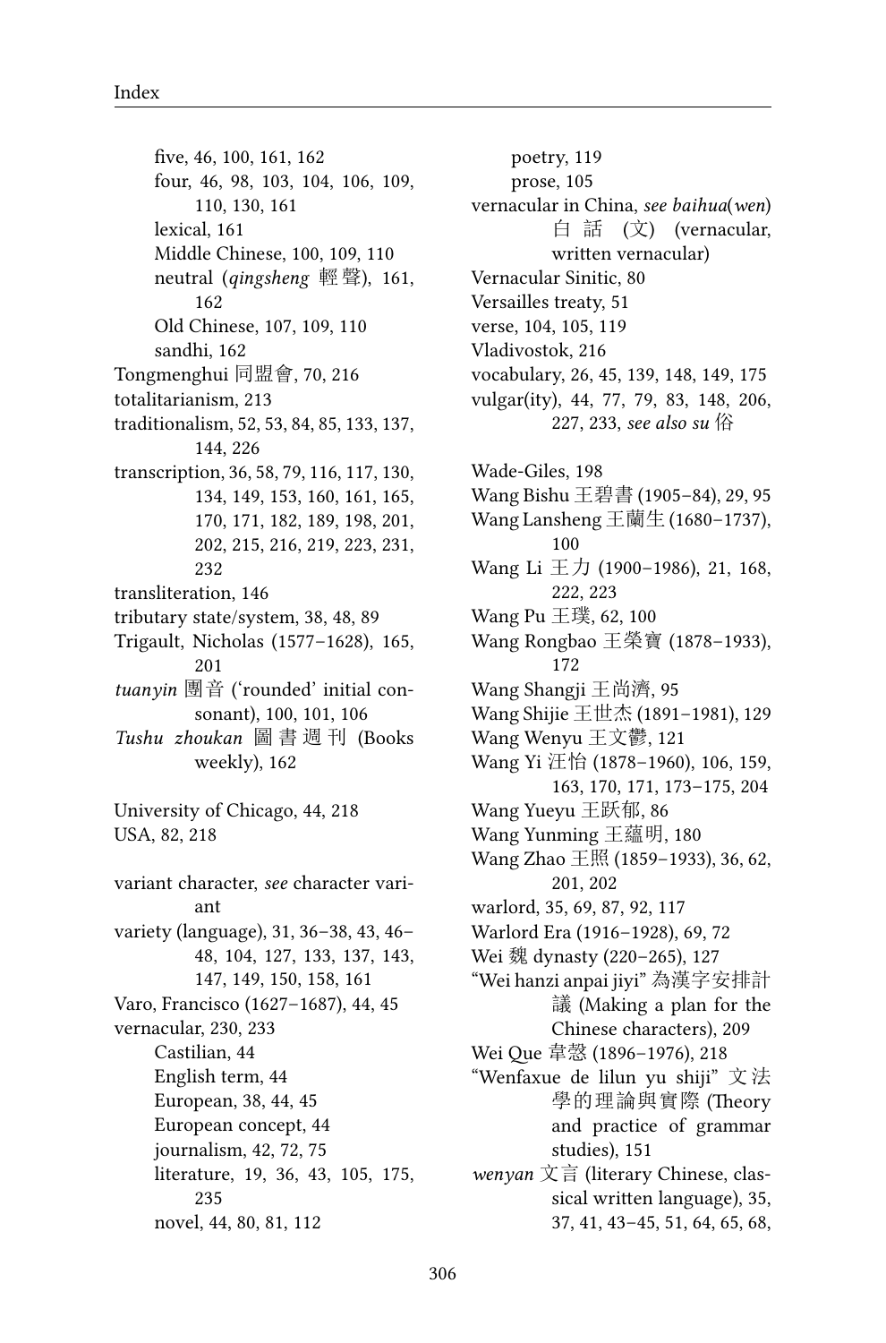five, 46, 100, 161, 162
four, 46, 98, 103, 104, 106, 109, 110, 130, 161
lexical, 161
Middle Chinese, 100, 109, 110
neutral (*qingsheng* 輕聲), 161, 162
Old Chinese, 107, 109, 110
sandhi, 162

Tongmenghui 同盟會, 70, 216
totalitarianism, 213
traditionalism, 52, 53, 84, 85, 133, 137, 144, 226
transcription, 36, 58, 79, 116, 117, 130, 134, 149, 153, 160, 161, 165, 170, 171, 182, 189, 198, 201, 202, 215, 216, 219, 223, 231, 232
transliteration, 146
tributary state/system, 38, 48, 89
Trigault, Nicholas (1577–1628), 165, 201
*tuanyin* 團音 ('rounded' initial consonant), 100, 101, 106
*Tushu zhoukan* 圖書週刊 (Books weekly), 162

University of Chicago, 44, 218
USA, 82, 218

variant character, *see* character variant
variety (language), 31, 36–38, 43, 46–48, 104, 127, 133, 137, 143, 147, 149, 150, 158, 161
Varo, Francisco (1627–1687), 44, 45
vernacular, 230, 233
Castilian, 44
English term, 44
European, 38, 44, 45
European concept, 44
journalism, 42, 72, 75
literature, 19, 36, 43, 105, 175, 235
novel, 44, 80, 81, 112
poetry, 119
prose, 105

vernacular in China, *see baihua*(*wen*) 白話(文) (vernacular, written vernacular)
Vernacular Sinitic, 80
Versailles treaty, 51
verse, 104, 105, 119
Vladivostok, 216
vocabulary, 26, 45, 139, 148, 149, 175
vulgar(ity), 44, 77, 79, 83, 148, 206, 227, 233, *see also su* 俗

Wade-Giles, 198
Wang Bishu 王碧書 (1905–84), 29, 95
Wang Lansheng 王蘭生 (1680–1737), 100
Wang Li 王力 (1900–1986), 21, 168, 222, 223
Wang Pu 王璞, 62, 100
Wang Rongbao 王榮寶 (1878–1933), 172
Wang Shangji 王尚濟, 95
Wang Shijie 王世杰 (1891–1981), 129
Wang Wenyu 王文鬱, 121
Wang Yi 汪怡 (1878–1960), 106, 159, 163, 170, 171, 173–175, 204
Wang Yueyu 王跃郁, 86
Wang Yunming 王蘊明, 180
Wang Zhao 王照 (1859–1933), 36, 62, 201, 202
warlord, 35, 69, 87, 92, 117
Warlord Era (1916–1928), 69, 72
Wei 魏 dynasty (220–265), 127
"Wei hanzi anpai jiyi" 為漢字安排計議 (Making a plan for the Chinese characters), 209
Wei Que 韋慤 (1896–1976), 218
"Wenfaxue de lilun yu shiji" 文法學的理論與實際 (Theory and practice of grammar studies), 151
*wenyan* 文言 (literary Chinese, classical written language), 35, 37, 41, 43–45, 51, 64, 65, 68,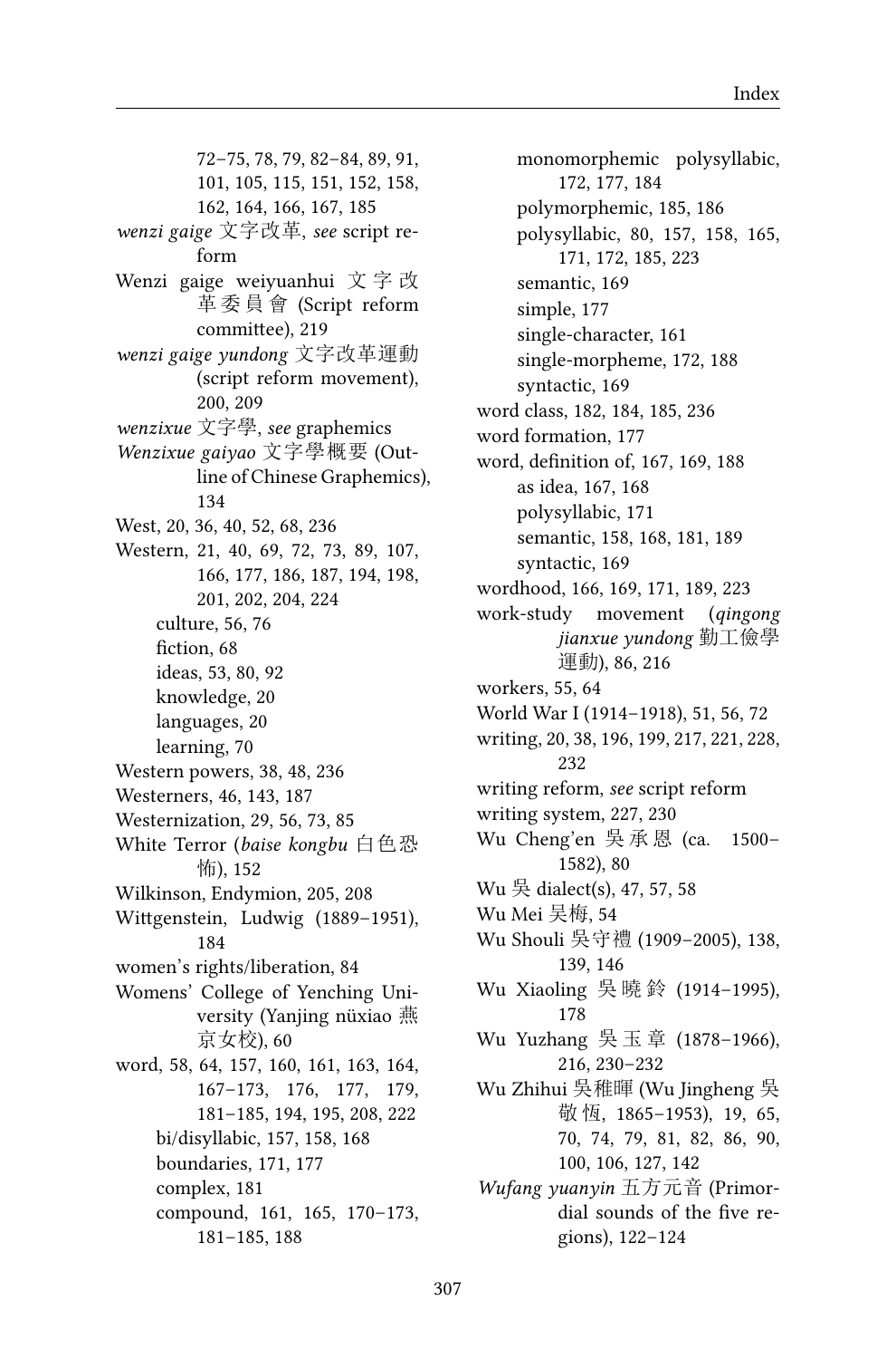72–75, 78, 79, 82–84, 89, 91, 101, 105, 115, 151, 152, 158, 162, 164, 166, 167, 185

*wenzi gaige* 文字改革, *see* script reform

Wenzi gaige weiyuanhui 文字改革委員會 (Script reform committee), 219

*wenzi gaige yundong* 文字改革運動 (script reform movement), 200, 209

*wenzixue* 文字學, *see* graphemics

*Wenzixue gaiyao* 文字學概要 (Outline of Chinese Graphemics), 134

West, 20, 36, 40, 52, 68, 236

Western, 21, 40, 69, 72, 73, 89, 107, 166, 177, 186, 187, 194, 198, 201, 202, 204, 224
- culture, 56, 76
- fiction, 68
- ideas, 53, 80, 92
- knowledge, 20
- languages, 20
- learning, 70

Western powers, 38, 48, 236

Westerners, 46, 143, 187

Westernization, 29, 56, 73, 85

White Terror (*baise kongbu* 白色恐怖), 152

Wilkinson, Endymion, 205, 208

Wittgenstein, Ludwig (1889–1951), 184

women's rights/liberation, 84

Womens' College of Yenching University (Yanjing nüxiao 燕京女校), 60

word, 58, 64, 157, 160, 161, 163, 164, 167–173, 176, 177, 179, 181–185, 194, 195, 208, 222
- bi/disyllabic, 157, 158, 168
- boundaries, 171, 177
- complex, 181
- compound, 161, 165, 170–173, 181–185, 188
- monomorphemic polysyllabic, 172, 177, 184
- polymorphemic, 185, 186
- polysyllabic, 80, 157, 158, 165, 171, 172, 185, 223
- semantic, 169
- simple, 177
- single-character, 161
- single-morpheme, 172, 188
- syntactic, 169

word class, 182, 184, 185, 236

word formation, 177

word, definition of, 167, 169, 188
- as idea, 167, 168
- polysyllabic, 171
- semantic, 158, 168, 181, 189
- syntactic, 169

wordhood, 166, 169, 171, 189, 223

work-study movement (*qingong jianxue yundong* 勤工儉學運動), 86, 216

workers, 55, 64

World War I (1914–1918), 51, 56, 72

writing, 20, 38, 196, 199, 217, 221, 228, 232

writing reform, *see* script reform

writing system, 227, 230

Wu Cheng'en 吳承恩 (ca. 1500–1582), 80

Wu 吳 dialect(s), 47, 57, 58

Wu Mei 吴梅, 54

Wu Shouli 吳守禮 (1909–2005), 138, 139, 146

Wu Xiaoling 吳曉鈴 (1914–1995), 178

Wu Yuzhang 吳玉章 (1878–1966), 216, 230–232

Wu Zhihui 吳稚暉 (Wu Jingheng 吳敬恆, 1865–1953), 19, 65, 70, 74, 79, 81, 82, 86, 90, 100, 106, 127, 142

*Wufang yuanyin* 五方元音 (Primordial sounds of the five regions), 122–124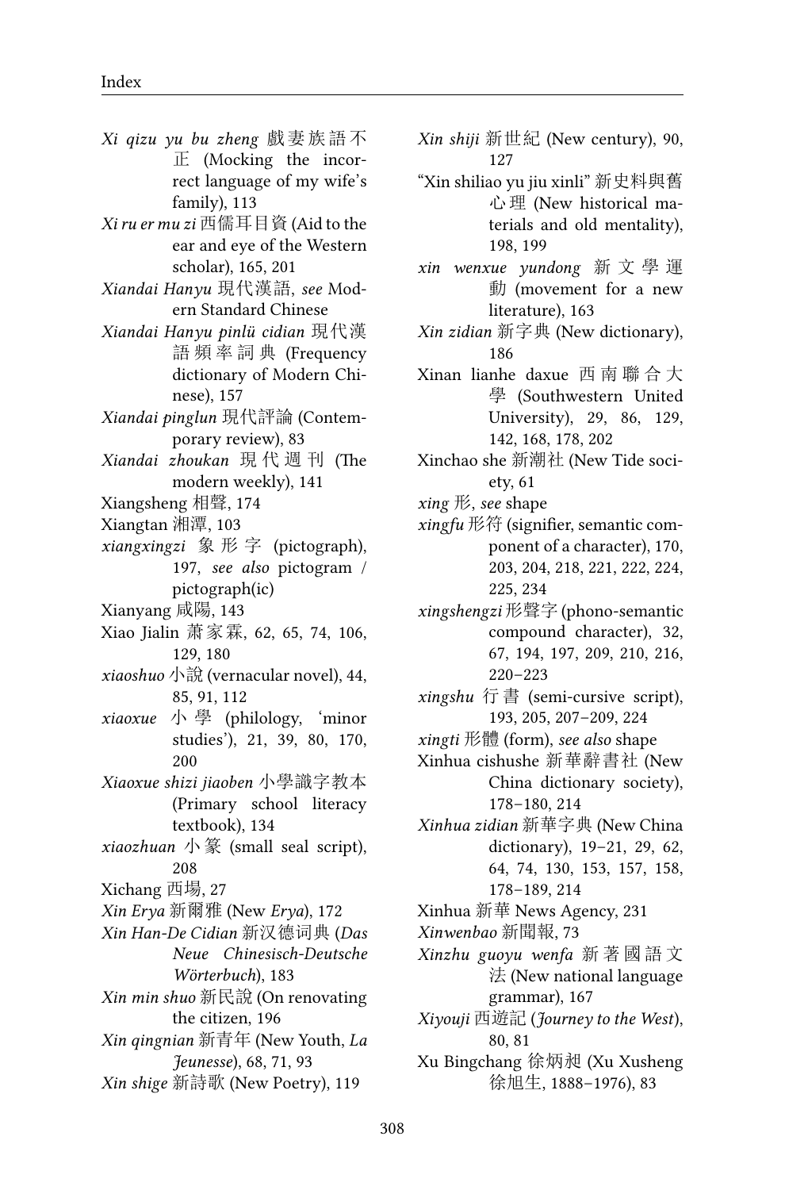*Xi qizu yu bu zheng* 戲妻族語不正 (Mocking the incorrect language of my wife's family), 113
*Xi ru er mu zi* 西儒耳目資 (Aid to the ear and eye of the Western scholar), 165, 201
*Xiandai Hanyu* 現代漢語, *see* Modern Standard Chinese
*Xiandai Hanyu pinlü cidian* 現代漢語頻率詞典 (Frequency dictionary of Modern Chinese), 157
*Xiandai pinglun* 現代評論 (Contemporary review), 83
*Xiandai zhoukan* 現代週刊 (The modern weekly), 141
Xiangsheng 相聲, 174
Xiangtan 湘潭, 103
*xiangxingzi* 象形字 (pictograph), 197, *see also* pictogram / pictograph(ic)
Xianyang 咸陽, 143
Xiao Jialin 萧家霖, 62, 65, 74, 106, 129, 180
*xiaoshuo* 小說 (vernacular novel), 44, 85, 91, 112
*xiaoxue* 小學 (philology, 'minor studies'), 21, 39, 80, 170, 200
*Xiaoxue shizi jiaoben* 小學識字教本 (Primary school literacy textbook), 134
*xiaozhuan* 小篆 (small seal script), 208
Xichang 西場, 27
*Xin Erya* 新爾雅 (New *Erya*), 172
*Xin Han-De Cidian* 新汉德词典 (*Das Neue Chinesisch-Deutsche Wörterbuch*), 183
*Xin min shuo* 新民說 (On renovating the citizen, 196
*Xin qingnian* 新青年 (New Youth, *La Jeunesse*), 68, 71, 93
*Xin shige* 新詩歌 (New Poetry), 119
*Xin shiji* 新世紀 (New century), 90, 127
"Xin shiliao yu jiu xinli" 新史料與舊心理 (New historical materials and old mentality), 198, 199
*xin wenxue yundong* 新文學運動 (movement for a new literature), 163
*Xin zidian* 新字典 (New dictionary), 186
Xinan lianhe daxue 西南聯合大學 (Southwestern United University), 29, 86, 129, 142, 168, 178, 202
Xinchao she 新潮社 (New Tide society, 61
*xing* 形, *see* shape
*xingfu* 形符 (signifier, semantic component of a character), 170, 203, 204, 218, 221, 222, 224, 225, 234
*xingshengzi* 形聲字 (phono-semantic compound character), 32, 67, 194, 197, 209, 210, 216, 220–223
*xingshu* 行書 (semi-cursive script), 193, 205, 207–209, 224
*xingti* 形體 (form), *see also* shape
Xinhua cishushe 新華辭書社 (New China dictionary society), 178–180, 214
*Xinhua zidian* 新華字典 (New China dictionary), 19–21, 29, 62, 64, 74, 130, 153, 157, 158, 178–189, 214
Xinhua 新華 News Agency, 231
*Xinwenbao* 新聞報, 73
*Xinzhu guoyu wenfa* 新著國語文法 (New national language grammar), 167
*Xiyouji* 西遊記 (*Journey to the West*), 80, 81
Xu Bingchang 徐炳昶 (Xu Xusheng 徐旭生, 1888–1976), 83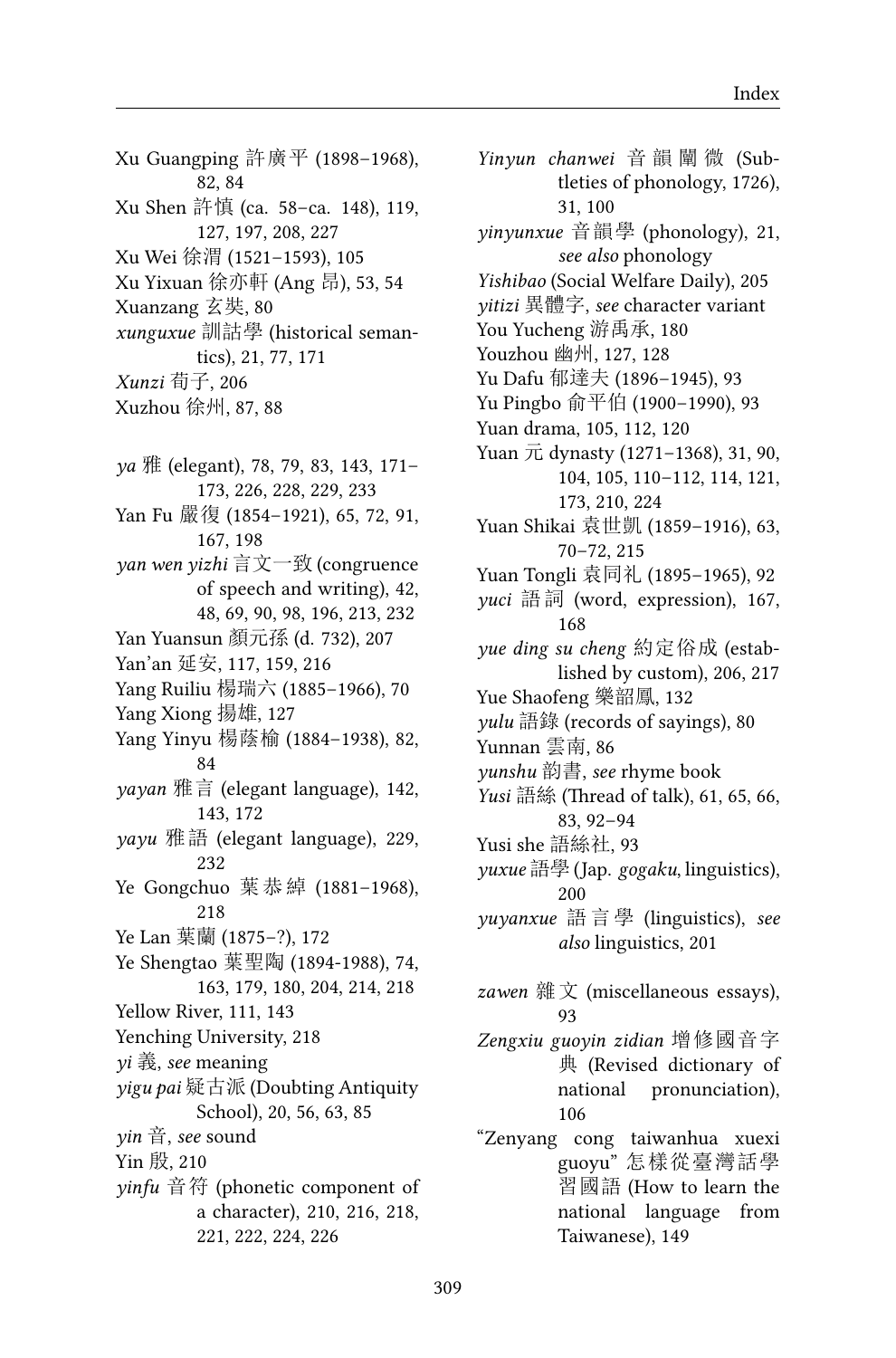Xu Guangping 許廣平 (1898–1968), 82, 84
Xu Shen 許慎 (ca. 58–ca. 148), 119, 127, 197, 208, 227
Xu Wei 徐渭 (1521–1593), 105
Xu Yixuan 徐亦軒 (Ang 昂), 53, 54
Xuanzang 玄奘, 80
*xunguxue* 訓詁學 (historical semantics), 21, 77, 171
*Xunzi* 荀子, 206
Xuzhou 徐州, 87, 88

*ya* 雅 (elegant), 78, 79, 83, 143, 171–173, 226, 228, 229, 233
Yan Fu 嚴復 (1854–1921), 65, 72, 91, 167, 198
*yan wen yizhi* 言文一致 (congruence of speech and writing), 42, 48, 69, 90, 98, 196, 213, 232
Yan Yuansun 顏元孫 (d. 732), 207
Yan'an 延安, 117, 159, 216
Yang Ruiliu 楊瑞六 (1885–1966), 70
Yang Xiong 揚雄, 127
Yang Yinyu 楊蔭榆 (1884–1938), 82, 84
*yayan* 雅言 (elegant language), 142, 143, 172
*yayu* 雅語 (elegant language), 229, 232
Ye Gongchuo 葉恭綽 (1881–1968), 218
Ye Lan 葉蘭 (1875–?), 172
Ye Shengtao 葉聖陶 (1894-1988), 74, 163, 179, 180, 204, 214, 218
Yellow River, 111, 143
Yenching University, 218
*yi* 義, *see* meaning
*yigu pai* 疑古派 (Doubting Antiquity School), 20, 56, 63, 85
*yin* 音, *see* sound
Yin 殷, 210
*yinfu* 音符 (phonetic component of a character), 210, 216, 218, 221, 222, 224, 226

*Yinyun chanwei* 音韻闡微 (Subtleties of phonology, 1726), 31, 100
*yinyunxue* 音韻學 (phonology), 21, *see also* phonology
*Yishibao* (Social Welfare Daily), 205
*yitizi* 異體字, *see* character variant
You Yucheng 游禹承, 180
Youzhou 幽州, 127, 128
Yu Dafu 郁達夫 (1896–1945), 93
Yu Pingbo 俞平伯 (1900–1990), 93
Yuan drama, 105, 112, 120
Yuan 元 dynasty (1271–1368), 31, 90, 104, 105, 110–112, 114, 121, 173, 210, 224
Yuan Shikai 袁世凱 (1859–1916), 63, 70–72, 215
Yuan Tongli 袁同礼 (1895–1965), 92
*yuci* 語詞 (word, expression), 167, 168
*yue ding su cheng* 約定俗成 (established by custom), 206, 217
Yue Shaofeng 樂韶鳳, 132
*yulu* 語錄 (records of sayings), 80
Yunnan 雲南, 86
*yunshu* 韵書, *see* rhyme book
*Yusi* 語絲 (Thread of talk), 61, 65, 66, 83, 92–94
Yusi she 語絲社, 93
*yuxue* 語學 (Jap. *gogaku*, linguistics), 200
*yuyanxue* 語言學 (linguistics), *see also* linguistics, 201

*zawen* 雜文 (miscellaneous essays), 93
*Zengxiu guoyin zidian* 增修國音字典 (Revised dictionary of national pronunciation), 106
"Zenyang cong taiwanhua xuexi guoyu" 怎樣從臺灣話學習國語 (How to learn the national language from Taiwanese), 149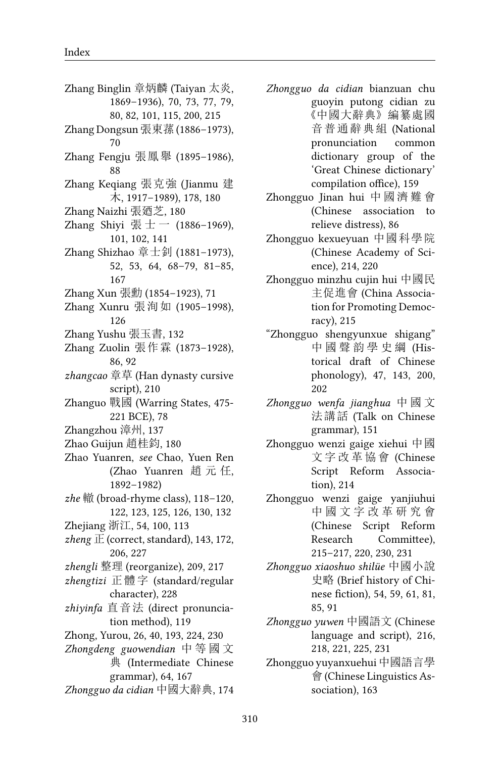Zhang Binglin 章炳麟 (Taiyan 太炎, 1869–1936), 70, 73, 77, 79, 80, 82, 101, 115, 200, 215

Zhang Dongsun 張東蓀 (1886–1973), 70

Zhang Fengju 張鳳舉 (1895–1986), 88

Zhang Keqiang 張克強 (Jianmu 建木, 1917–1989), 178, 180

Zhang Naizhi 張迺芝, 180

Zhang Shiyi 張士一 (1886–1969), 101, 102, 141

Zhang Shizhao 章士釗 (1881–1973), 52, 53, 64, 68–79, 81–85, 167

Zhang Xun 張勳 (1854–1923), 71

Zhang Xunru 張洵如 (1905–1998), 126

Zhang Yushu 張玉書, 132

Zhang Zuolin 張作霖 (1873–1928), 86, 92

*zhangcao* 章草 (Han dynasty cursive script), 210

Zhanguo 戰國 (Warring States, 475-221 BCE), 78

Zhangzhou 漳州, 137

Zhao Guijun 趙桂鈞, 180

Zhao Yuanren, *see* Chao, Yuen Ren (Zhao Yuanren 趙元任, 1892–1982)

*zhe* 轍 (broad-rhyme class), 118–120, 122, 123, 125, 126, 130, 132

Zhejiang 浙江, 54, 100, 113

*zheng* 正 (correct, standard), 143, 172, 206, 227

*zhengli* 整理 (reorganize), 209, 217

*zhengtizi* 正體字 (standard/regular character), 228

*zhiyinfa* 直音法 (direct pronunciation method), 119

Zhong, Yurou, 26, 40, 193, 224, 230

*Zhongdeng guowendian* 中等國文典 (Intermediate Chinese grammar), 64, 167

*Zhongguo da cidian* 中國大辭典, 174

*Zhongguo da cidian* bianzuan chu guoyin putong cidian zu 《中國大辭典》編纂處國音普通辭典組 (National pronunciation common dictionary group of the 'Great Chinese dictionary' compilation office), 159

Zhongguo Jinan hui 中國濟難會 (Chinese association to relieve distress), 86

Zhongguo kexueyuan 中國科學院 (Chinese Academy of Science), 214, 220

Zhongguo minzhu cujin hui 中國民主促進會 (China Association for Promoting Democracy), 215

"Zhongguo shengyunxue shigang" 中國聲韵學史綱 (Historical draft of Chinese phonology), 47, 143, 200, 202

*Zhongguo wenfa jianghua* 中國文法講話 (Talk on Chinese grammar), 151

Zhongguo wenzi gaige xiehui 中國文字改革協會 (Chinese Script Reform Association), 214

Zhongguo wenzi gaige yanjiuhui 中國文字改革研究會 (Chinese Script Reform Research Committee), 215–217, 220, 230, 231

*Zhongguo xiaoshuo shilüe* 中國小說史略 (Brief history of Chinese fiction), 54, 59, 61, 81, 85, 91

*Zhongguo yuwen* 中國語文 (Chinese language and script), 216, 218, 221, 225, 231

Zhongguo yuyanxuehui 中國語言學會 (Chinese Linguistics Association), 163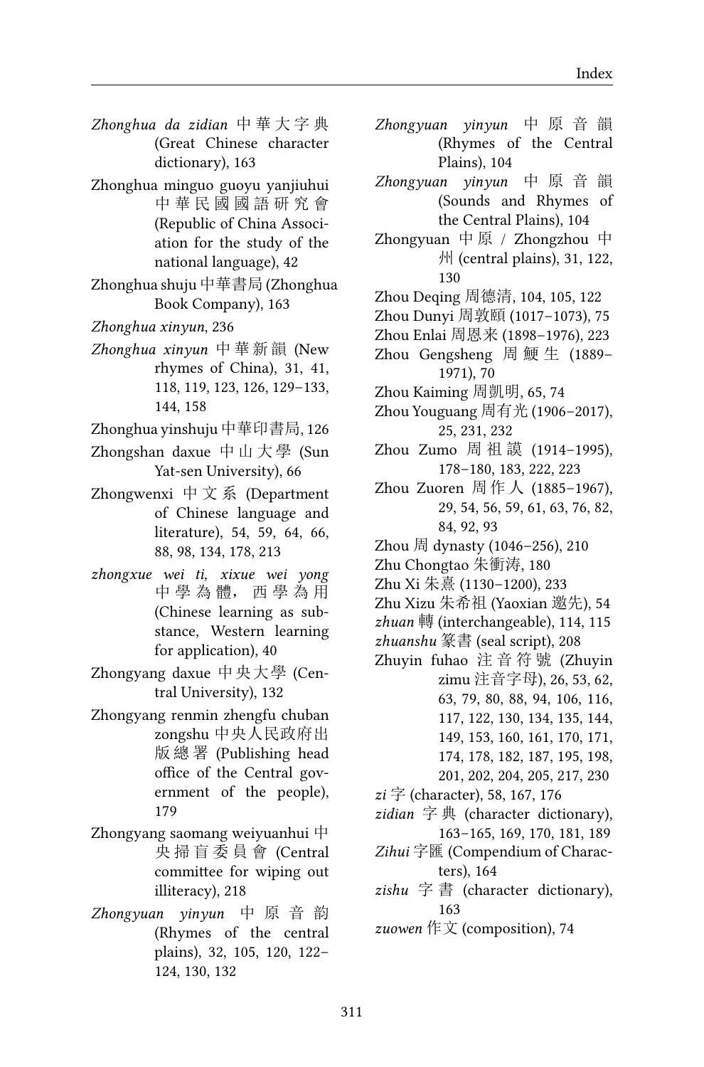*Zhonghua da zidian* 中華大字典 (Great Chinese character dictionary), 163

Zhonghua minguo guoyu yanjiuhui 中華民國國語研究會 (Republic of China Association for the study of the national language), 42

Zhonghua shuju 中華書局 (Zhonghua Book Company), 163

*Zhonghua xinyun*, 236

*Zhonghua xinyun* 中華新韻 (New rhymes of China), 31, 41, 118, 119, 123, 126, 129–133, 144, 158

Zhonghua yinshuju 中華印書局, 126

Zhongshan daxue 中山大學 (Sun Yat-sen University), 66

Zhongwenxi 中文系 (Department of Chinese language and literature), 54, 59, 64, 66, 88, 98, 134, 178, 213

*zhongxue wei ti, xixue wei yong* 中學為體，西學為用 (Chinese learning as substance, Western learning for application), 40

Zhongyang daxue 中央大學 (Central University), 132

Zhongyang renmin zhengfu chuban zongshu 中央人民政府出版總署 (Publishing head office of the Central government of the people), 179

Zhongyang saomang weiyuanhui 中央掃盲委員會 (Central committee for wiping out illiteracy), 218

*Zhongyuan yinyun* 中原音韵 (Rhymes of the central plains), 32, 105, 120, 122–124, 130, 132

*Zhongyuan yinyun* 中原音韻 (Rhymes of the Central Plains), 104

*Zhongyuan yinyun* 中原音韻 (Sounds and Rhymes of the Central Plains), 104

Zhongyuan 中原 / Zhongzhou 中州 (central plains), 31, 122, 130

Zhou Deqing 周德清, 104, 105, 122

Zhou Dunyi 周敦頤 (1017–1073), 75

Zhou Enlai 周恩来 (1898–1976), 223

Zhou Gengsheng 周鯁生 (1889–1971), 70

Zhou Kaiming 周凱明, 65, 74

Zhou Youguang 周有光 (1906–2017), 25, 231, 232

Zhou Zumo 周祖謨 (1914–1995), 178–180, 183, 222, 223

Zhou Zuoren 周作人 (1885–1967), 29, 54, 56, 59, 61, 63, 76, 82, 84, 92, 93

Zhou 周 dynasty (1046–256), 210

Zhu Chongtao 朱衝涛, 180

Zhu Xi 朱熹 (1130–1200), 233

Zhu Xizu 朱希祖 (Yaoxian 逖先), 54

*zhuan* 轉 (interchangeable), 114, 115

*zhuanshu* 篆書 (seal script), 208

Zhuyin fuhao 注音符號 (Zhuyin zimu 注音字母), 26, 53, 62, 63, 79, 80, 88, 94, 106, 116, 117, 122, 130, 134, 135, 144, 149, 153, 160, 161, 170, 171, 174, 178, 182, 187, 195, 198, 201, 202, 204, 205, 217, 230

*zi* 字 (character), 58, 167, 176

*zidian* 字典 (character dictionary), 163–165, 169, 170, 181, 189

*Zihui* 字匯 (Compendium of Characters), 164

*zishu* 字書 (character dictionary), 163

*zuowen* 作文 (composition), 74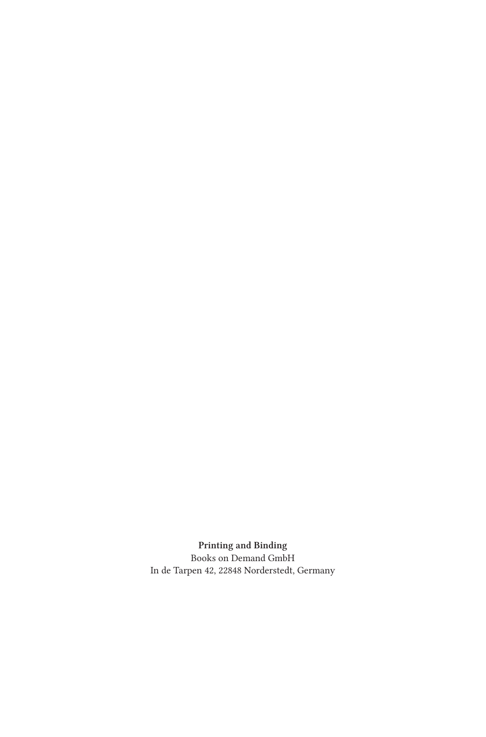**Printing and Binding**
Books on Demand GmbH
In de Tarpen 42, 22848 Norderstedt, Germany